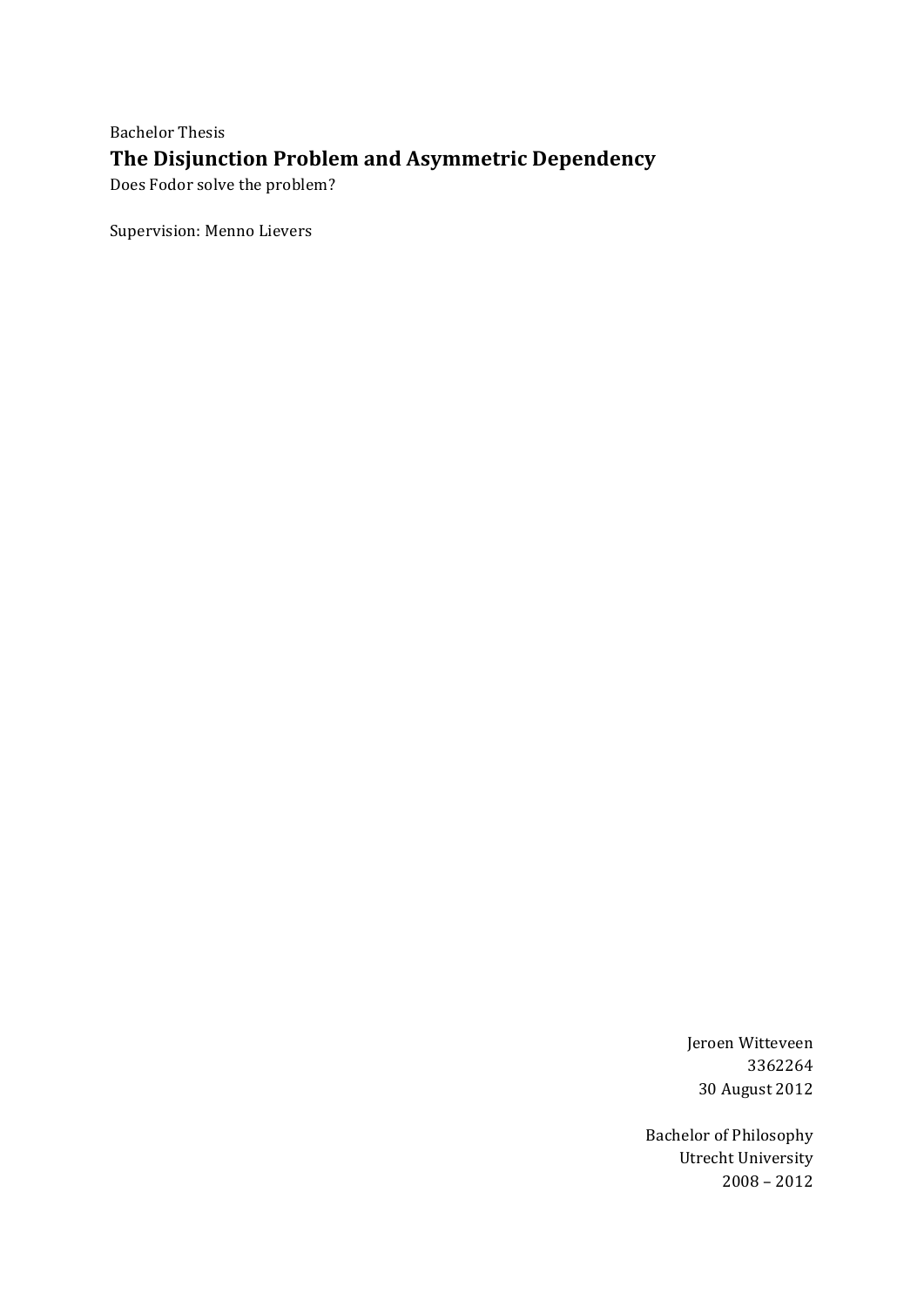Bachelor Thesis

# The Disjunction Problem and Asymmetric Dependency

Does Fodor solve the problem?

Supervision: Menno Lievers

Jeroen Witteveen
3362264
30 August 2012

Bachelor of Philosophy
Utrecht University
2008 – 2012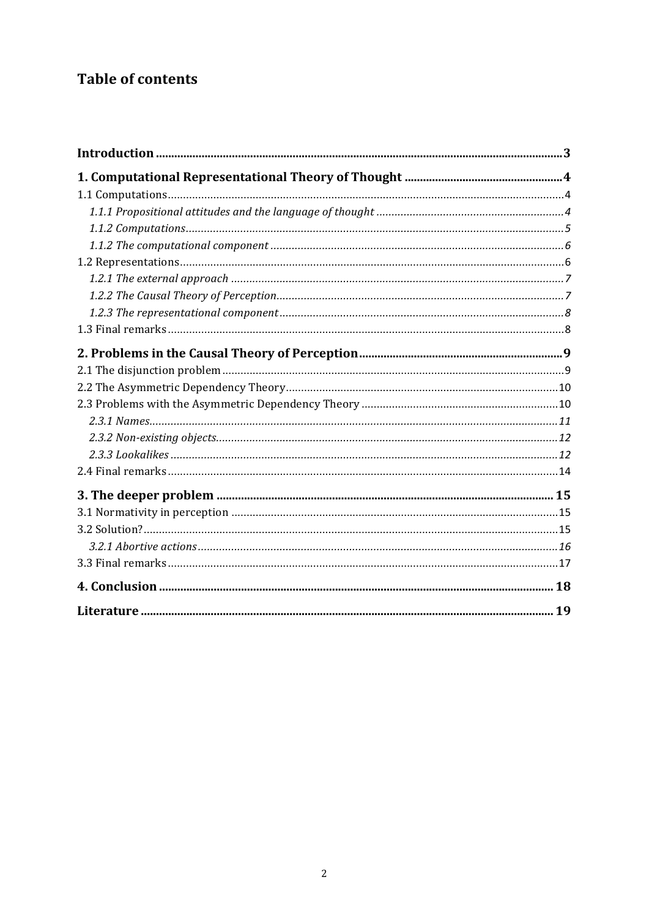## Table of contents

| | |
|---|---|
| **Introduction** | **3** |
| **1. Computational Representational Theory of Thought** | **4** |
| 1.1 Computations | 4 |
| *1.1.1 Propositional attitudes and the language of thought* | *4* |
| *1.1.2 Computations* | *5* |
| *1.1.2 The computational component* | *6* |
| 1.2 Representations | 6 |
| *1.2.1 The external approach* | *7* |
| *1.2.2 The Causal Theory of Perception* | *7* |
| *1.2.3 The representational component* | *8* |
| 1.3 Final remarks | 8 |
| **2. Problems in the Causal Theory of Perception** | **9** |
| 2.1 The disjunction problem | 9 |
| 2.2 The Asymmetric Dependency Theory | 10 |
| 2.3 Problems with the Asymmetric Dependency Theory | 10 |
| *2.3.1 Names* | *11* |
| *2.3.2 Non-existing objects* | *12* |
| *2.3.3 Lookalikes* | *12* |
| 2.4 Final remarks | 14 |
| **3. The deeper problem** | **15** |
| 3.1 Normativity in perception | 15 |
| 3.2 Solution? | 15 |
| *3.2.1 Abortive actions* | *16* |
| 3.3 Final remarks | 17 |
| **4. Conclusion** | **18** |
| **Literature** | **19** |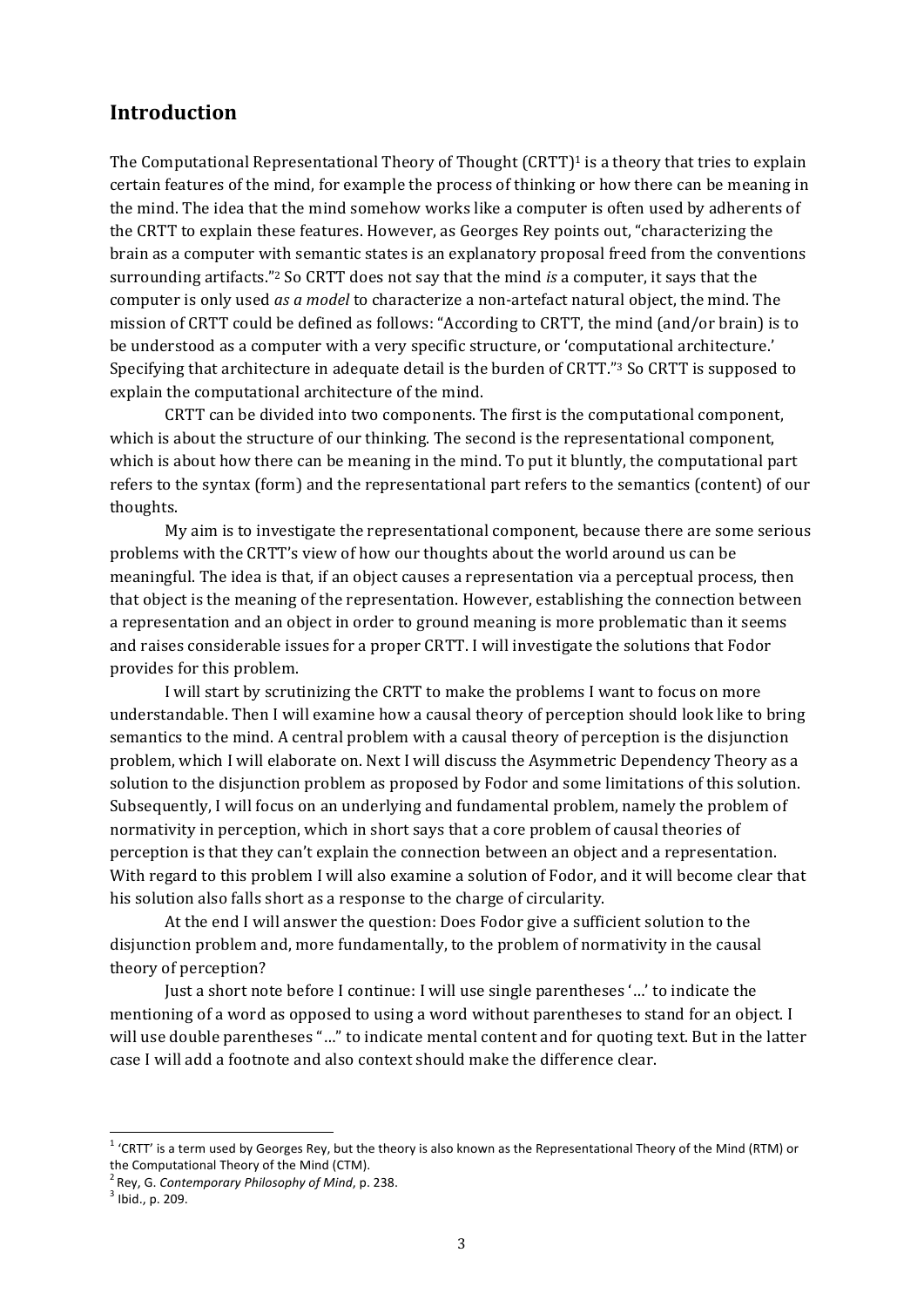## Introduction

The Computational Representational Theory of Thought (CRTT)[1] is a theory that tries to explain certain features of the mind, for example the process of thinking or how there can be meaning in the mind. The idea that the mind somehow works like a computer is often used by adherents of the CRTT to explain these features. However, as Georges Rey points out, "characterizing the brain as a computer with semantic states is an explanatory proposal freed from the conventions surrounding artifacts."[2] So CRTT does not say that the mind *is* a computer, it says that the computer is only used *as a model* to characterize a non-artefact natural object, the mind. The mission of CRTT could be defined as follows: "According to CRTT, the mind (and/or brain) is to be understood as a computer with a very specific structure, or 'computational architecture.' Specifying that architecture in adequate detail is the burden of CRTT."[3] So CRTT is supposed to explain the computational architecture of the mind.

CRTT can be divided into two components. The first is the computational component, which is about the structure of our thinking. The second is the representational component, which is about how there can be meaning in the mind. To put it bluntly, the computational part refers to the syntax (form) and the representational part refers to the semantics (content) of our thoughts.

My aim is to investigate the representational component, because there are some serious problems with the CRTT's view of how our thoughts about the world around us can be meaningful. The idea is that, if an object causes a representation via a perceptual process, then that object is the meaning of the representation. However, establishing the connection between a representation and an object in order to ground meaning is more problematic than it seems and raises considerable issues for a proper CRTT. I will investigate the solutions that Fodor provides for this problem.

I will start by scrutinizing the CRTT to make the problems I want to focus on more understandable. Then I will examine how a causal theory of perception should look like to bring semantics to the mind. A central problem with a causal theory of perception is the disjunction problem, which I will elaborate on. Next I will discuss the Asymmetric Dependency Theory as a solution to the disjunction problem as proposed by Fodor and some limitations of this solution. Subsequently, I will focus on an underlying and fundamental problem, namely the problem of normativity in perception, which in short says that a core problem of causal theories of perception is that they can't explain the connection between an object and a representation. With regard to this problem I will also examine a solution of Fodor, and it will become clear that his solution also falls short as a response to the charge of circularity.

At the end I will answer the question: Does Fodor give a sufficient solution to the disjunction problem and, more fundamentally, to the problem of normativity in the causal theory of perception?

Just a short note before I continue: I will use single parentheses '…' to indicate the mentioning of a word as opposed to using a word without parentheses to stand for an object. I will use double parentheses "…" to indicate mental content and for quoting text. But in the latter case I will add a footnote and also context should make the difference clear.

---

[1] 'CRTT' is a term used by Georges Rey, but the theory is also known as the Representational Theory of the Mind (RTM) or the Computational Theory of the Mind (CTM).

[2] Rey, G. *Contemporary Philosophy of Mind*, p. 238.

[3] Ibid., p. 209.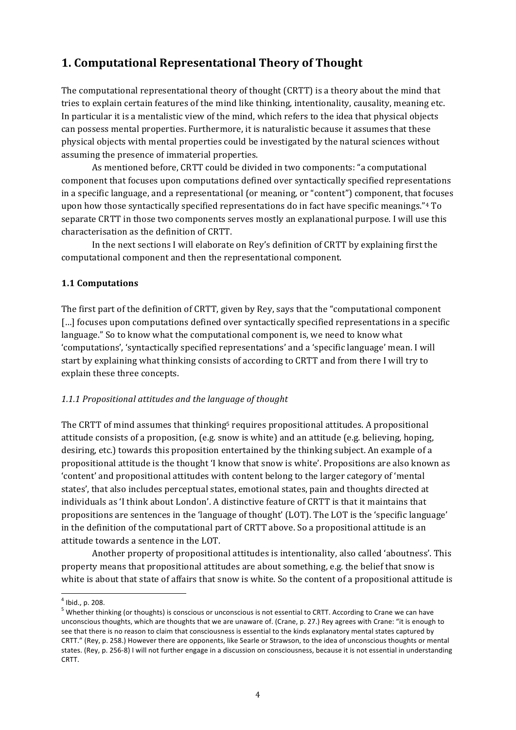# 1. Computational Representational Theory of Thought

The computational representational theory of thought (CRTT) is a theory about the mind that tries to explain certain features of the mind like thinking, intentionality, causality, meaning etc. In particular it is a mentalistic view of the mind, which refers to the idea that physical objects can possess mental properties. Furthermore, it is naturalistic because it assumes that these physical objects with mental properties could be investigated by the natural sciences without assuming the presence of immaterial properties.

As mentioned before, CRTT could be divided in two components: "a computational component that focuses upon computations defined over syntactically specified representations in a specific language, and a representational (or meaning, or "content") component, that focuses upon how those syntactically specified representations do in fact have specific meanings."[4] To separate CRTT in those two components serves mostly an explanational purpose. I will use this characterisation as the definition of CRTT.

In the next sections I will elaborate on Rey's definition of CRTT by explaining first the computational component and then the representational component.

## 1.1 Computations

The first part of the definition of CRTT, given by Rey, says that the "computational component [...] focuses upon computations defined over syntactically specified representations in a specific language." So to know what the computational component is, we need to know what 'computations', 'syntactically specified representations' and a 'specific language' mean. I will start by explaining what thinking consists of according to CRTT and from there I will try to explain these three concepts.

### *1.1.1 Propositional attitudes and the language of thought*

The CRTT of mind assumes that thinking[5] requires propositional attitudes. A propositional attitude consists of a proposition, (e.g. snow is white) and an attitude (e.g. believing, hoping, desiring, etc.) towards this proposition entertained by the thinking subject. An example of a propositional attitude is the thought 'I know that snow is white'. Propositions are also known as 'content' and propositional attitudes with content belong to the larger category of 'mental states', that also includes perceptual states, emotional states, pain and thoughts directed at individuals as 'I think about London'. A distinctive feature of CRTT is that it maintains that propositions are sentences in the 'language of thought' (LOT). The LOT is the 'specific language' in the definition of the computational part of CRTT above. So a propositional attitude is an attitude towards a sentence in the LOT.

Another property of propositional attitudes is intentionality, also called 'aboutness'. This property means that propositional attitudes are about something, e.g. the belief that snow is white is about that state of affairs that snow is white. So the content of a propositional attitude is

---

[4] Ibid., p. 208.

[5] Whether thinking (or thoughts) is conscious or unconscious is not essential to CRTT. According to Crane we can have unconscious thoughts, which are thoughts that we are unaware of. (Crane, p. 27.) Rey agrees with Crane: "it is enough to see that there is no reason to claim that consciousness is essential to the kinds explanatory mental states captured by CRTT." (Rey, p. 258.) However there are opponents, like Searle or Strawson, to the idea of unconscious thoughts or mental states. (Rey, p. 256-8) I will not further engage in a discussion on consciousness, because it is not essential in understanding CRTT.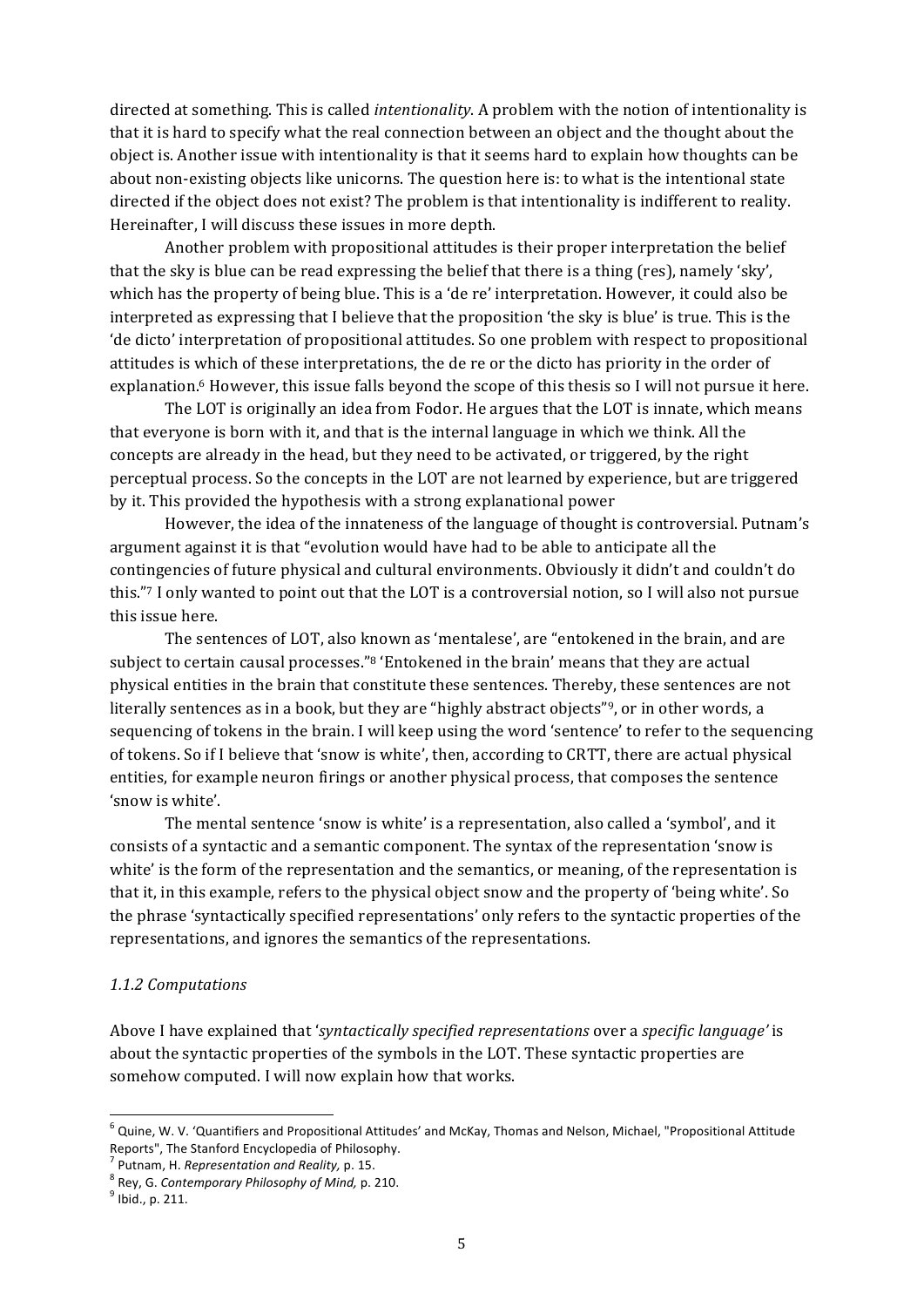directed at something. This is called *intentionality*. A problem with the notion of intentionality is that it is hard to specify what the real connection between an object and the thought about the object is. Another issue with intentionality is that it seems hard to explain how thoughts can be about non-existing objects like unicorns. The question here is: to what is the intentional state directed if the object does not exist? The problem is that intentionality is indifferent to reality. Hereinafter, I will discuss these issues in more depth.

Another problem with propositional attitudes is their proper interpretation the belief that the sky is blue can be read expressing the belief that there is a thing (res), namely 'sky', which has the property of being blue. This is a 'de re' interpretation. However, it could also be interpreted as expressing that I believe that the proposition 'the sky is blue' is true. This is the 'de dicto' interpretation of propositional attitudes. So one problem with respect to propositional attitudes is which of these interpretations, the de re or the dicto has priority in the order of explanation.[6] However, this issue falls beyond the scope of this thesis so I will not pursue it here.

The LOT is originally an idea from Fodor. He argues that the LOT is innate, which means that everyone is born with it, and that is the internal language in which we think. All the concepts are already in the head, but they need to be activated, or triggered, by the right perceptual process. So the concepts in the LOT are not learned by experience, but are triggered by it. This provided the hypothesis with a strong explanational power

However, the idea of the innateness of the language of thought is controversial. Putnam's argument against it is that "evolution would have had to be able to anticipate all the contingencies of future physical and cultural environments. Obviously it didn't and couldn't do this."[7] I only wanted to point out that the LOT is a controversial notion, so I will also not pursue this issue here.

The sentences of LOT, also known as 'mentalese', are "entokened in the brain, and are subject to certain causal processes."[8] 'Entokened in the brain' means that they are actual physical entities in the brain that constitute these sentences. Thereby, these sentences are not literally sentences as in a book, but they are "highly abstract objects"[9], or in other words, a sequencing of tokens in the brain. I will keep using the word 'sentence' to refer to the sequencing of tokens. So if I believe that 'snow is white', then, according to CRTT, there are actual physical entities, for example neuron firings or another physical process, that composes the sentence 'snow is white'.

The mental sentence 'snow is white' is a representation, also called a 'symbol', and it consists of a syntactic and a semantic component. The syntax of the representation 'snow is white' is the form of the representation and the semantics, or meaning, of the representation is that it, in this example, refers to the physical object snow and the property of 'being white'. So the phrase 'syntactically specified representations' only refers to the syntactic properties of the representations, and ignores the semantics of the representations.

### *1.1.2 Computations*

Above I have explained that '*syntactically specified representations* over a *specific language*' is about the syntactic properties of the symbols in the LOT. These syntactic properties are somehow computed. I will now explain how that works.

---

[6] Quine, W. V. 'Quantifiers and Propositional Attitudes' and McKay, Thomas and Nelson, Michael, "Propositional Attitude Reports", The Stanford Encyclopedia of Philosophy.

[7] Putnam, H. *Representation and Reality,* p. 15.

[8] Rey, G. *Contemporary Philosophy of Mind,* p. 210.

[9] Ibid., p. 211.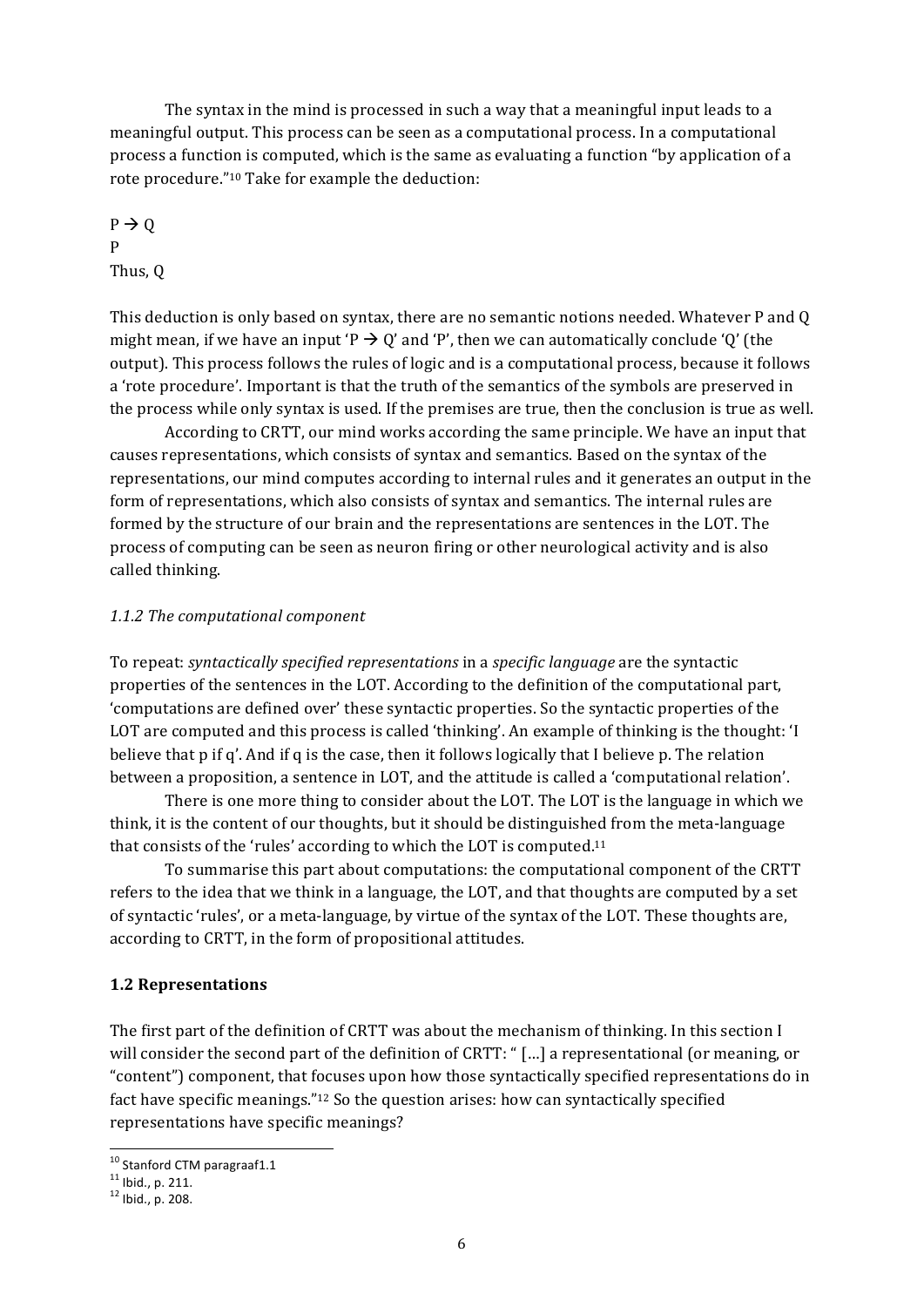The syntax in the mind is processed in such a way that a meaningful input leads to a meaningful output. This process can be seen as a computational process. In a computational process a function is computed, which is the same as evaluating a function "by application of a rote procedure."[10] Take for example the deduction:

$P \rightarrow Q$
P
Thus, Q

This deduction is only based on syntax, there are no semantic notions needed. Whatever P and Q might mean, if we have an input '$P \rightarrow Q$' and 'P', then we can automatically conclude 'Q' (the output). This process follows the rules of logic and is a computational process, because it follows a 'rote procedure'. Important is that the truth of the semantics of the symbols are preserved in the process while only syntax is used. If the premises are true, then the conclusion is true as well.

According to CRTT, our mind works according the same principle. We have an input that causes representations, which consists of syntax and semantics. Based on the syntax of the representations, our mind computes according to internal rules and it generates an output in the form of representations, which also consists of syntax and semantics. The internal rules are formed by the structure of our brain and the representations are sentences in the LOT. The process of computing can be seen as neuron firing or other neurological activity and is also called thinking.

### *1.1.2 The computational component*

To repeat: *syntactically specified representations* in a *specific language* are the syntactic properties of the sentences in the LOT. According to the definition of the computational part, 'computations are defined over' these syntactic properties. So the syntactic properties of the LOT are computed and this process is called 'thinking'. An example of thinking is the thought: 'I believe that p if q'. And if q is the case, then it follows logically that I believe p. The relation between a proposition, a sentence in LOT, and the attitude is called a 'computational relation'.

There is one more thing to consider about the LOT. The LOT is the language in which we think, it is the content of our thoughts, but it should be distinguished from the meta-language that consists of the 'rules' according to which the LOT is computed.[11]

To summarise this part about computations: the computational component of the CRTT refers to the idea that we think in a language, the LOT, and that thoughts are computed by a set of syntactic 'rules', or a meta-language, by virtue of the syntax of the LOT. These thoughts are, according to CRTT, in the form of propositional attitudes.

## 1.2 Representations

The first part of the definition of CRTT was about the mechanism of thinking. In this section I will consider the second part of the definition of CRTT: " […] a representational (or meaning, or "content") component, that focuses upon how those syntactically specified representations do in fact have specific meanings."[12] So the question arises: how can syntactically specified representations have specific meanings?

---

[10] Stanford CTM paragraaf1.1
[11] Ibid., p. 211.
[12] Ibid., p. 208.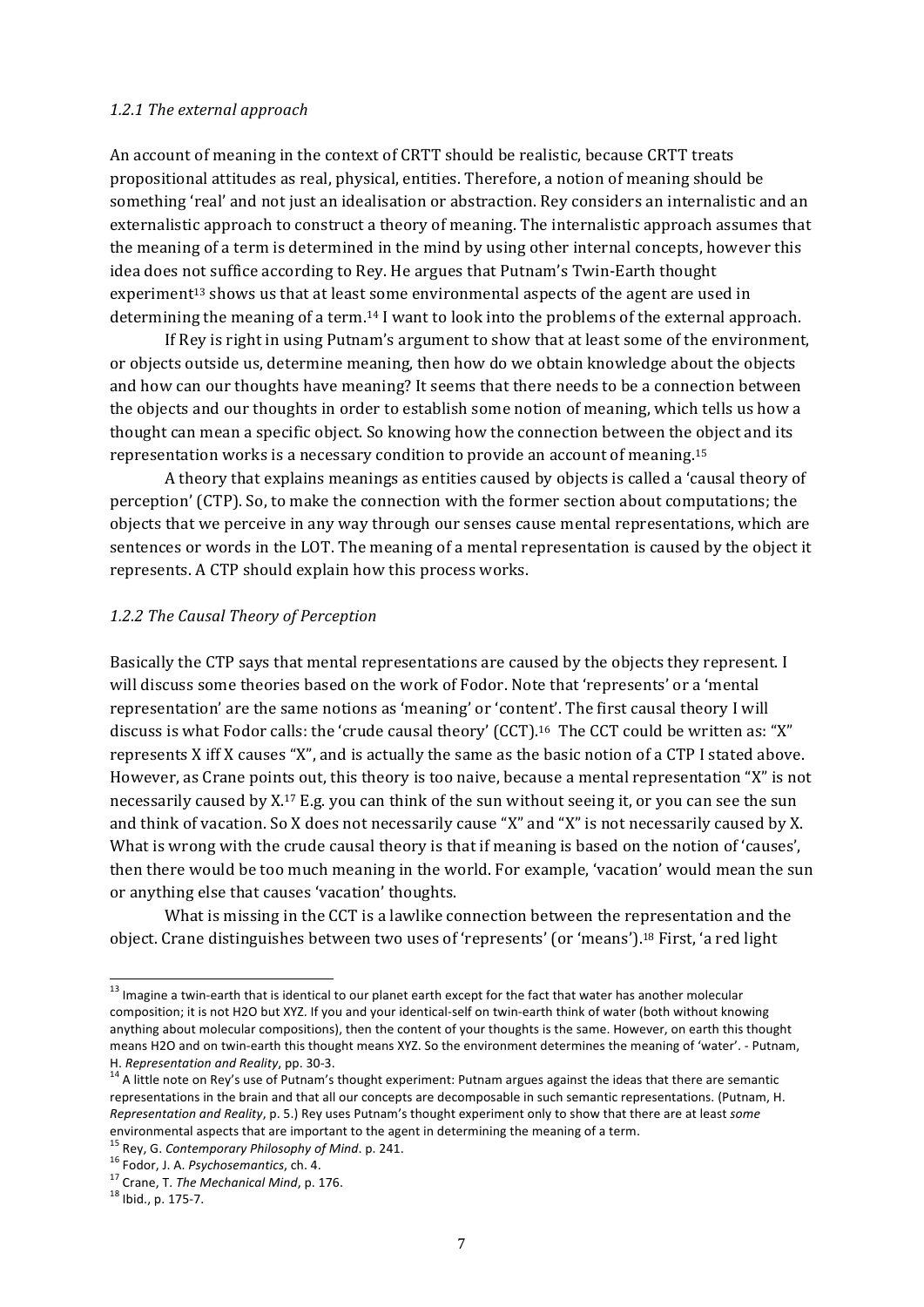*1.2.1 The external approach*

An account of meaning in the context of CRTT should be realistic, because CRTT treats propositional attitudes as real, physical, entities. Therefore, a notion of meaning should be something 'real' and not just an idealisation or abstraction. Rey considers an internalistic and an externalistic approach to construct a theory of meaning. The internalistic approach assumes that the meaning of a term is determined in the mind by using other internal concepts, however this idea does not suffice according to Rey. He argues that Putnam's Twin-Earth thought experiment[13] shows us that at least some environmental aspects of the agent are used in determining the meaning of a term.[14] I want to look into the problems of the external approach.

If Rey is right in using Putnam's argument to show that at least some of the environment, or objects outside us, determine meaning, then how do we obtain knowledge about the objects and how can our thoughts have meaning? It seems that there needs to be a connection between the objects and our thoughts in order to establish some notion of meaning, which tells us how a thought can mean a specific object. So knowing how the connection between the object and its representation works is a necessary condition to provide an account of meaning.[15]

A theory that explains meanings as entities caused by objects is called a 'causal theory of perception' (CTP). So, to make the connection with the former section about computations; the objects that we perceive in any way through our senses cause mental representations, which are sentences or words in the LOT. The meaning of a mental representation is caused by the object it represents. A CTP should explain how this process works.

*1.2.2 The Causal Theory of Perception*

Basically the CTP says that mental representations are caused by the objects they represent. I will discuss some theories based on the work of Fodor. Note that 'represents' or a 'mental representation' are the same notions as 'meaning' or 'content'. The first causal theory I will discuss is what Fodor calls: the 'crude causal theory' (CCT).[16] The CCT could be written as: "X" represents X iff X causes "X", and is actually the same as the basic notion of a CTP I stated above. However, as Crane points out, this theory is too naive, because a mental representation "X" is not necessarily caused by X.[17] E.g. you can think of the sun without seeing it, or you can see the sun and think of vacation. So X does not necessarily cause "X" and "X" is not necessarily caused by X. What is wrong with the crude causal theory is that if meaning is based on the notion of 'causes', then there would be too much meaning in the world. For example, 'vacation' would mean the sun or anything else that causes 'vacation' thoughts.

What is missing in the CCT is a lawlike connection between the representation and the object. Crane distinguishes between two uses of 'represents' (or 'means').[18] First, 'a red light

---

[13] Imagine a twin-earth that is identical to our planet earth except for the fact that water has another molecular composition; it is not $H_2O$ but XYZ. If you and your identical-self on twin-earth think of water (both without knowing anything about molecular compositions), then the content of your thoughts is the same. However, on earth this thought means $H_2O$ and on twin-earth this thought means XYZ. So the environment determines the meaning of 'water'. - Putnam, H. *Representation and Reality*, pp. 30-3.

[14] A little note on Rey's use of Putnam's thought experiment: Putnam argues against the ideas that there are semantic representations in the brain and that all our concepts are decomposable in such semantic representations. (Putnam, H. *Representation and Reality*, p. 5.) Rey uses Putnam's thought experiment only to show that there are at least *some* environmental aspects that are important to the agent in determining the meaning of a term.

[15] Rey, G. *Contemporary Philosophy of Mind*. p. 241.

[16] Fodor, J. A. *Psychosemantics*, ch. 4.

[17] Crane, T. *The Mechanical Mind*, p. 176.

[18] Ibid., p. 175-7.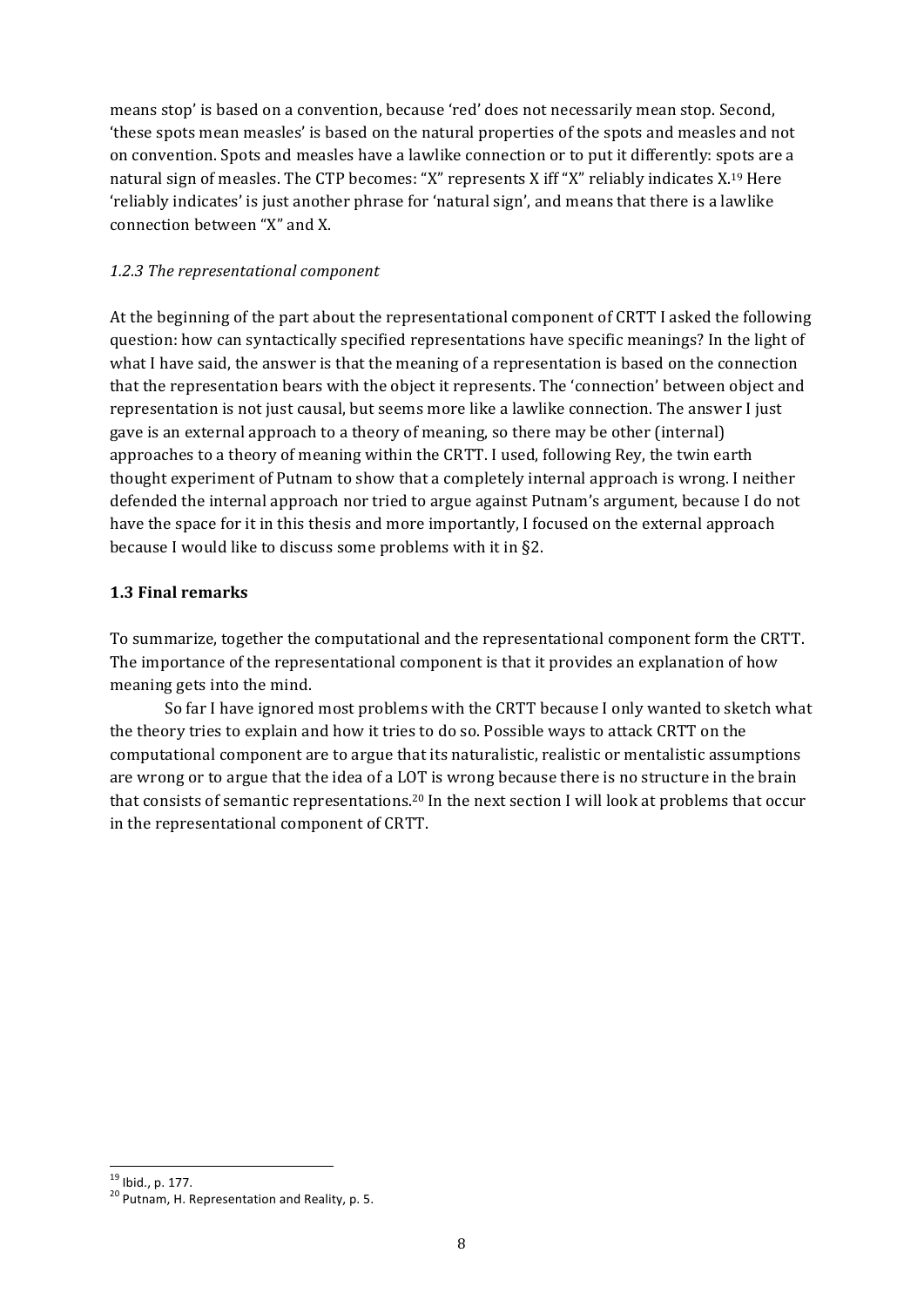means stop' is based on a convention, because 'red' does not necessarily mean stop. Second, 'these spots mean measles' is based on the natural properties of the spots and measles and not on convention. Spots and measles have a lawlike connection or to put it differently: spots are a natural sign of measles. The CTP becomes: "X" represents X iff "X" reliably indicates X.[19] Here 'reliably indicates' is just another phrase for 'natural sign', and means that there is a lawlike connection between "X" and X.

### *1.2.3 The representational component*

At the beginning of the part about the representational component of CRTT I asked the following question: how can syntactically specified representations have specific meanings? In the light of what I have said, the answer is that the meaning of a representation is based on the connection that the representation bears with the object it represents. The 'connection' between object and representation is not just causal, but seems more like a lawlike connection. The answer I just gave is an external approach to a theory of meaning, so there may be other (internal) approaches to a theory of meaning within the CRTT. I used, following Rey, the twin earth thought experiment of Putnam to show that a completely internal approach is wrong. I neither defended the internal approach nor tried to argue against Putnam's argument, because I do not have the space for it in this thesis and more importantly, I focused on the external approach because I would like to discuss some problems with it in §2.

## **1.3 Final remarks**

To summarize, together the computational and the representational component form the CRTT. The importance of the representational component is that it provides an explanation of how meaning gets into the mind.

So far I have ignored most problems with the CRTT because I only wanted to sketch what the theory tries to explain and how it tries to do so. Possible ways to attack CRTT on the computational component are to argue that its naturalistic, realistic or mentalistic assumptions are wrong or to argue that the idea of a LOT is wrong because there is no structure in the brain that consists of semantic representations.[20] In the next section I will look at problems that occur in the representational component of CRTT.

---

[19] Ibid., p. 177.

[20] Putnam, H. Representation and Reality, p. 5.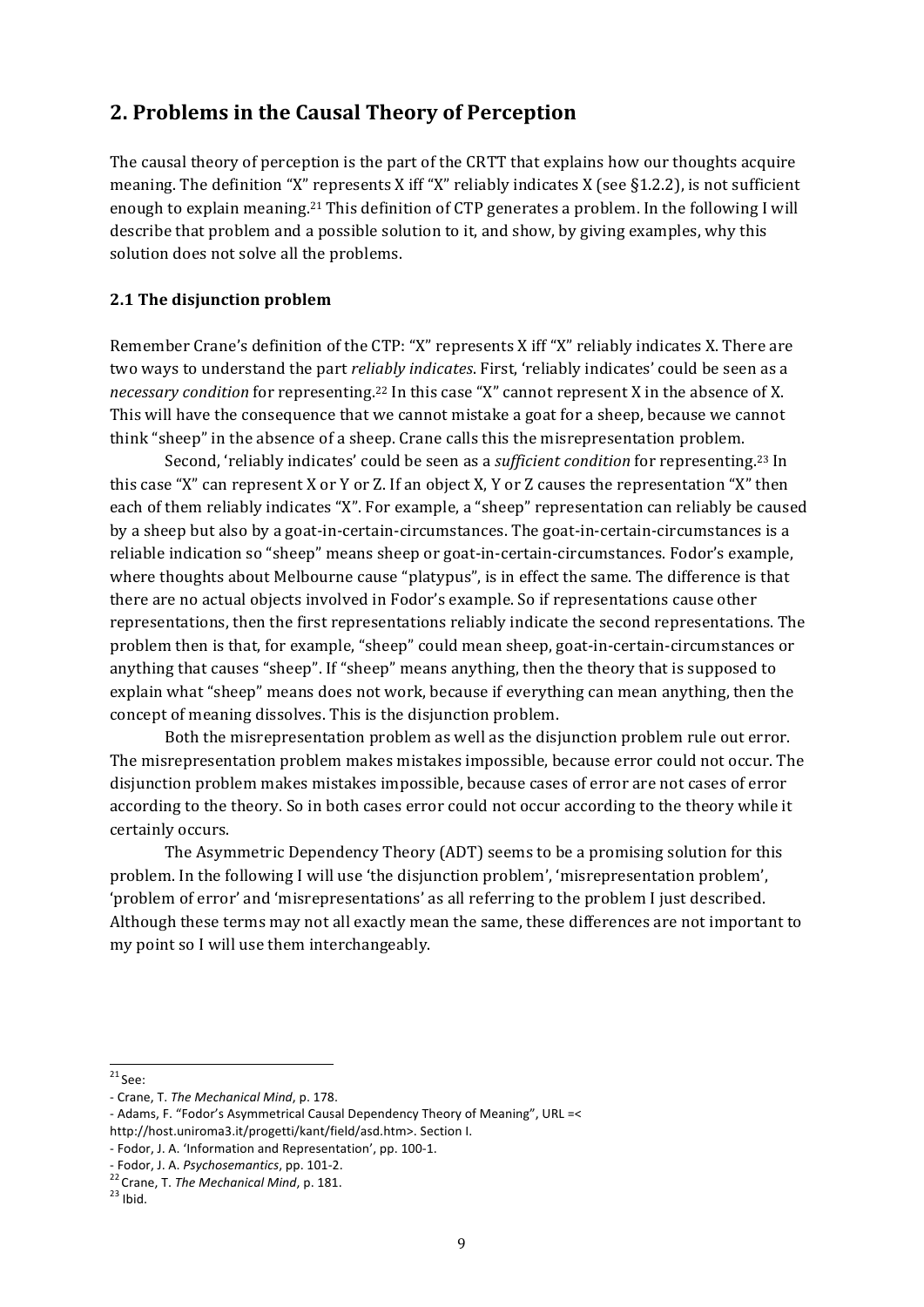## 2. Problems in the Causal Theory of Perception

The causal theory of perception is the part of the CRTT that explains how our thoughts acquire meaning. The definition "X" represents X iff "X" reliably indicates X (see §1.2.2), is not sufficient enough to explain meaning.[21] This definition of CTP generates a problem. In the following I will describe that problem and a possible solution to it, and show, by giving examples, why this solution does not solve all the problems.

### 2.1 The disjunction problem

Remember Crane's definition of the CTP: "X" represents X iff "X" reliably indicates X. There are two ways to understand the part *reliably indicates*. First, 'reliably indicates' could be seen as a *necessary condition* for representing.[22] In this case "X" cannot represent X in the absence of X. This will have the consequence that we cannot mistake a goat for a sheep, because we cannot think "sheep" in the absence of a sheep. Crane calls this the misrepresentation problem.

Second, 'reliably indicates' could be seen as a *sufficient condition* for representing.[23] In this case "X" can represent X or Y or Z. If an object X, Y or Z causes the representation "X" then each of them reliably indicates "X". For example, a "sheep" representation can reliably be caused by a sheep but also by a goat-in-certain-circumstances. The goat-in-certain-circumstances is a reliable indication so "sheep" means sheep or goat-in-certain-circumstances. Fodor's example, where thoughts about Melbourne cause "platypus", is in effect the same. The difference is that there are no actual objects involved in Fodor's example. So if representations cause other representations, then the first representations reliably indicate the second representations. The problem then is that, for example, "sheep" could mean sheep, goat-in-certain-circumstances or anything that causes "sheep". If "sheep" means anything, then the theory that is supposed to explain what "sheep" means does not work, because if everything can mean anything, then the concept of meaning dissolves. This is the disjunction problem.

Both the misrepresentation problem as well as the disjunction problem rule out error. The misrepresentation problem makes mistakes impossible, because error could not occur. The disjunction problem makes mistakes impossible, because cases of error are not cases of error according to the theory. So in both cases error could not occur according to the theory while it certainly occurs.

The Asymmetric Dependency Theory (ADT) seems to be a promising solution for this problem. In the following I will use 'the disjunction problem', 'misrepresentation problem', 'problem of error' and 'misrepresentations' as all referring to the problem I just described. Although these terms may not all exactly mean the same, these differences are not important to my point so I will use them interchangeably.

---

[21] See:
- Crane, T. *The Mechanical Mind*, p. 178.
- Adams, F. "Fodor's Asymmetrical Causal Dependency Theory of Meaning", URL =< http://host.uniroma3.it/progetti/kant/field/asd.htm>. Section I.
- Fodor, J. A. 'Information and Representation', pp. 100-1.
- Fodor, J. A. *Psychosemantics*, pp. 101-2.

[22] Crane, T. *The Mechanical Mind*, p. 181.

[23] Ibid.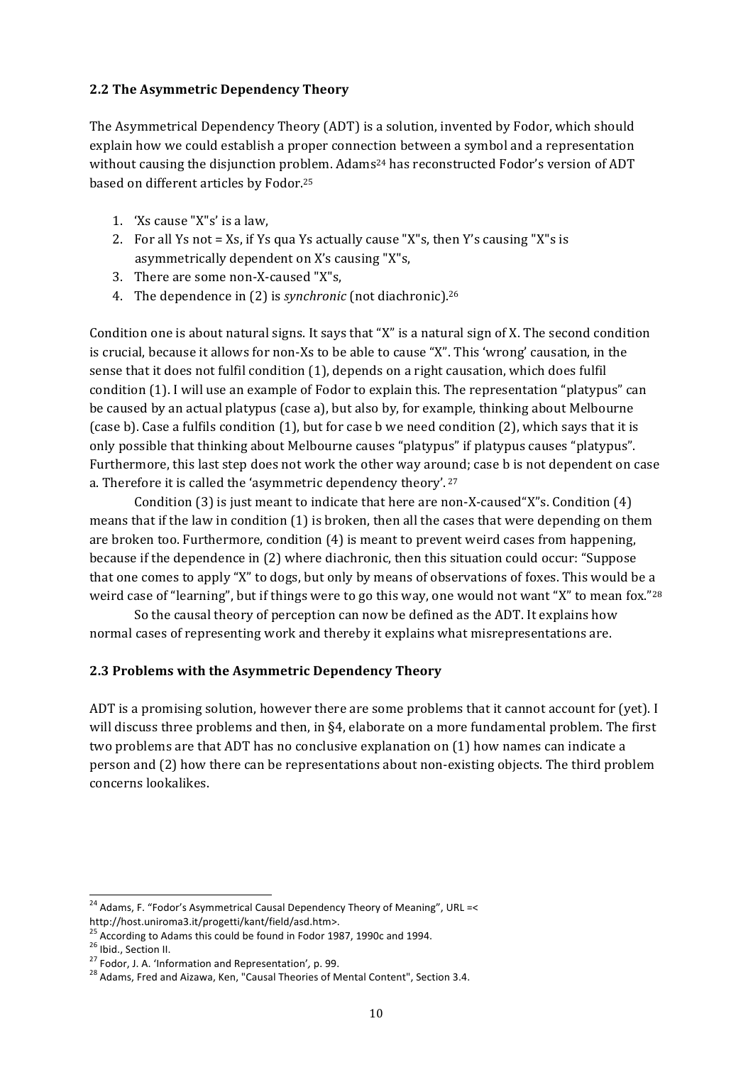## 2.2 The Asymmetric Dependency Theory

The Asymmetrical Dependency Theory (ADT) is a solution, invented by Fodor, which should explain how we could establish a proper connection between a symbol and a representation without causing the disjunction problem. Adams[24] has reconstructed Fodor's version of ADT based on different articles by Fodor.[25]

1. 'Xs cause "X"s' is a law,
2. For all Ys not = Xs, if Ys qua Ys actually cause "X"s, then Y's causing "X"s is asymmetrically dependent on X's causing "X"s,
3. There are some non-X-caused "X"s,
4. The dependence in (2) is *synchronic* (not diachronic).[26]

Condition one is about natural signs. It says that "X" is a natural sign of X. The second condition is crucial, because it allows for non-Xs to be able to cause "X". This 'wrong' causation, in the sense that it does not fulfil condition (1), depends on a right causation, which does fulfil condition (1). I will use an example of Fodor to explain this. The representation "platypus" can be caused by an actual platypus (case a), but also by, for example, thinking about Melbourne (case b). Case a fulfils condition (1), but for case b we need condition (2), which says that it is only possible that thinking about Melbourne causes "platypus" if platypus causes "platypus". Furthermore, this last step does not work the other way around; case b is not dependent on case a. Therefore it is called the 'asymmetric dependency theory'.[27]

Condition (3) is just meant to indicate that here are non-X-caused"X"s. Condition (4) means that if the law in condition (1) is broken, then all the cases that were depending on them are broken too. Furthermore, condition (4) is meant to prevent weird cases from happening, because if the dependence in (2) where diachronic, then this situation could occur: "Suppose that one comes to apply "X" to dogs, but only by means of observations of foxes. This would be a weird case of "learning", but if things were to go this way, one would not want "X" to mean fox."[28]

So the causal theory of perception can now be defined as the ADT. It explains how normal cases of representing work and thereby it explains what misrepresentations are.

## 2.3 Problems with the Asymmetric Dependency Theory

ADT is a promising solution, however there are some problems that it cannot account for (yet). I will discuss three problems and then, in §4, elaborate on a more fundamental problem. The first two problems are that ADT has no conclusive explanation on (1) how names can indicate a person and (2) how there can be representations about non-existing objects. The third problem concerns lookalikes.

---

[24] Adams, F. "Fodor's Asymmetrical Causal Dependency Theory of Meaning", URL =< http://host.uniroma3.it/progetti/kant/field/asd.htm>.

[25] According to Adams this could be found in Fodor 1987, 1990c and 1994.

[26] Ibid., Section II.

[27] Fodor, J. A. 'Information and Representation', p. 99.

[28] Adams, Fred and Aizawa, Ken, "Causal Theories of Mental Content", Section 3.4.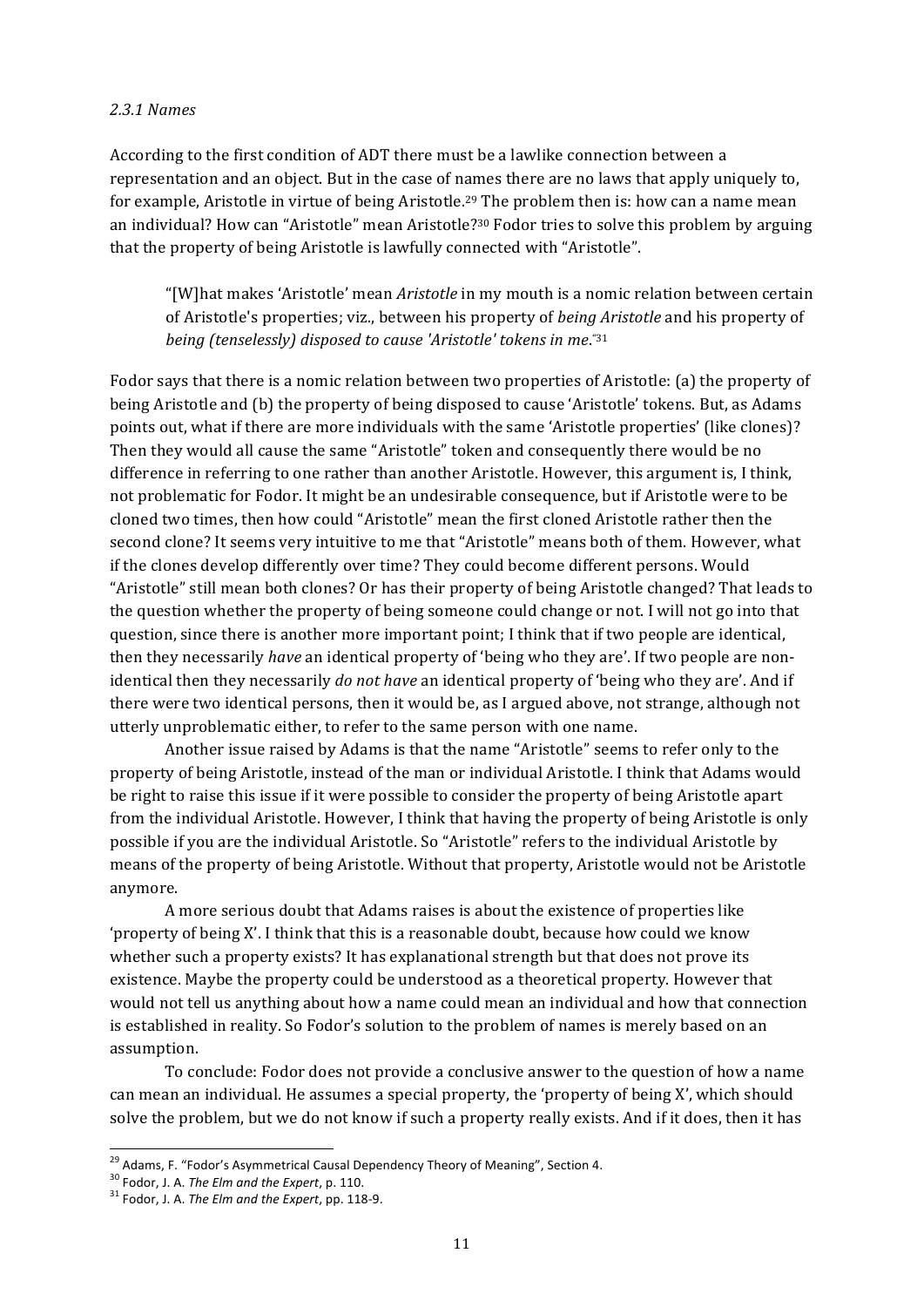#### *2.3.1 Names*

According to the first condition of ADT there must be a lawlike connection between a representation and an object. But in the case of names there are no laws that apply uniquely to, for example, Aristotle in virtue of being Aristotle.[29] The problem then is: how can a name mean an individual? How can "Aristotle" mean Aristotle?[30] Fodor tries to solve this problem by arguing that the property of being Aristotle is lawfully connected with "Aristotle".

> "[W]hat makes 'Aristotle' mean *Aristotle* in my mouth is a nomic relation between certain of Aristotle's properties; viz., between his property of *being Aristotle* and his property of *being (tenselessly) disposed to cause 'Aristotle' tokens in me*."[31]

Fodor says that there is a nomic relation between two properties of Aristotle: (a) the property of being Aristotle and (b) the property of being disposed to cause 'Aristotle' tokens. But, as Adams points out, what if there are more individuals with the same 'Aristotle properties' (like clones)? Then they would all cause the same "Aristotle" token and consequently there would be no difference in referring to one rather than another Aristotle. However, this argument is, I think, not problematic for Fodor. It might be an undesirable consequence, but if Aristotle were to be cloned two times, then how could "Aristotle" mean the first cloned Aristotle rather then the second clone? It seems very intuitive to me that "Aristotle" means both of them. However, what if the clones develop differently over time? They could become different persons. Would "Aristotle" still mean both clones? Or has their property of being Aristotle changed? That leads to the question whether the property of being someone could change or not. I will not go into that question, since there is another more important point; I think that if two people are identical, then they necessarily *have* an identical property of 'being who they are'. If two people are non-identical then they necessarily *do not have* an identical property of 'being who they are'. And if there were two identical persons, then it would be, as I argued above, not strange, although not utterly unproblematic either, to refer to the same person with one name.

Another issue raised by Adams is that the name "Aristotle" seems to refer only to the property of being Aristotle, instead of the man or individual Aristotle. I think that Adams would be right to raise this issue if it were possible to consider the property of being Aristotle apart from the individual Aristotle. However, I think that having the property of being Aristotle is only possible if you are the individual Aristotle. So "Aristotle" refers to the individual Aristotle by means of the property of being Aristotle. Without that property, Aristotle would not be Aristotle anymore.

A more serious doubt that Adams raises is about the existence of properties like 'property of being X'. I think that this is a reasonable doubt, because how could we know whether such a property exists? It has explanational strength but that does not prove its existence. Maybe the property could be understood as a theoretical property. However that would not tell us anything about how a name could mean an individual and how that connection is established in reality. So Fodor's solution to the problem of names is merely based on an assumption.

To conclude: Fodor does not provide a conclusive answer to the question of how a name can mean an individual. He assumes a special property, the 'property of being X', which should solve the problem, but we do not know if such a property really exists. And if it does, then it has

---

[29] Adams, F. "Fodor's Asymmetrical Causal Dependency Theory of Meaning", Section 4.

[30] Fodor, J. A. *The Elm and the Expert*, p. 110.

[31] Fodor, J. A. *The Elm and the Expert*, pp. 118-9.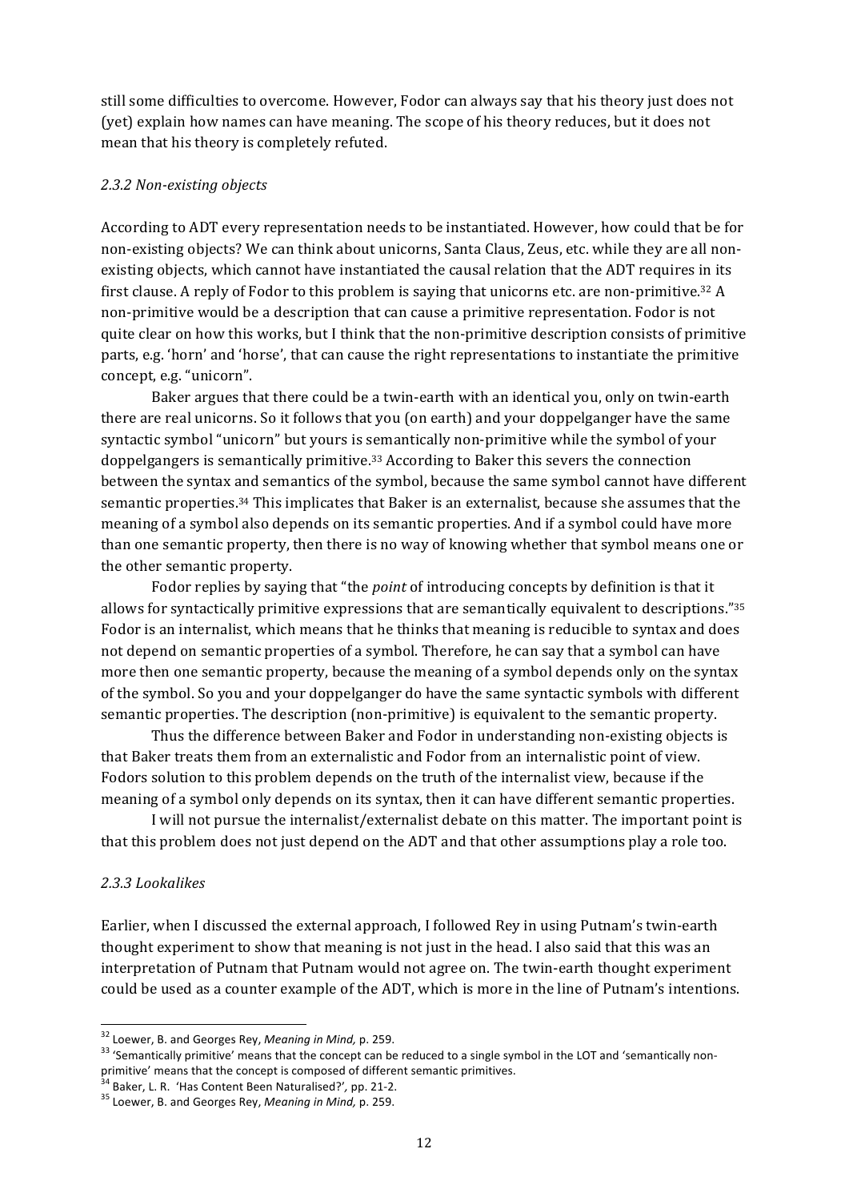still some difficulties to overcome. However, Fodor can always say that his theory just does not (yet) explain how names can have meaning. The scope of his theory reduces, but it does not mean that his theory is completely refuted.

### *2.3.2 Non-existing objects*

According to ADT every representation needs to be instantiated. However, how could that be for non-existing objects? We can think about unicorns, Santa Claus, Zeus, etc. while they are all non-existing objects, which cannot have instantiated the causal relation that the ADT requires in its first clause. A reply of Fodor to this problem is saying that unicorns etc. are non-primitive.[32] A non-primitive would be a description that can cause a primitive representation. Fodor is not quite clear on how this works, but I think that the non-primitive description consists of primitive parts, e.g. 'horn' and 'horse', that can cause the right representations to instantiate the primitive concept, e.g. "unicorn".

Baker argues that there could be a twin-earth with an identical you, only on twin-earth there are real unicorns. So it follows that you (on earth) and your doppelganger have the same syntactic symbol "unicorn" but yours is semantically non-primitive while the symbol of your doppelgangers is semantically primitive.[33] According to Baker this severs the connection between the syntax and semantics of the symbol, because the same symbol cannot have different semantic properties.[34] This implicates that Baker is an externalist, because she assumes that the meaning of a symbol also depends on its semantic properties. And if a symbol could have more than one semantic property, then there is no way of knowing whether that symbol means one or the other semantic property.

Fodor replies by saying that "the *point* of introducing concepts by definition is that it allows for syntactically primitive expressions that are semantically equivalent to descriptions."[35] Fodor is an internalist, which means that he thinks that meaning is reducible to syntax and does not depend on semantic properties of a symbol. Therefore, he can say that a symbol can have more then one semantic property, because the meaning of a symbol depends only on the syntax of the symbol. So you and your doppelganger do have the same syntactic symbols with different semantic properties. The description (non-primitive) is equivalent to the semantic property.

Thus the difference between Baker and Fodor in understanding non-existing objects is that Baker treats them from an externalistic and Fodor from an internalistic point of view. Fodors solution to this problem depends on the truth of the internalist view, because if the meaning of a symbol only depends on its syntax, then it can have different semantic properties.

I will not pursue the internalist/externalist debate on this matter. The important point is that this problem does not just depend on the ADT and that other assumptions play a role too.

### *2.3.3 Lookalikes*

Earlier, when I discussed the external approach, I followed Rey in using Putnam's twin-earth thought experiment to show that meaning is not just in the head. I also said that this was an interpretation of Putnam that Putnam would not agree on. The twin-earth thought experiment could be used as a counter example of the ADT, which is more in the line of Putnam's intentions.

---

[32] Loewer, B. and Georges Rey, *Meaning in Mind,* p. 259.

[33] 'Semantically primitive' means that the concept can be reduced to a single symbol in the LOT and 'semantically non-primitive' means that the concept is composed of different semantic primitives.

[34] Baker, L. R. 'Has Content Been Naturalised?', pp. 21-2.

[35] Loewer, B. and Georges Rey, *Meaning in Mind,* p. 259.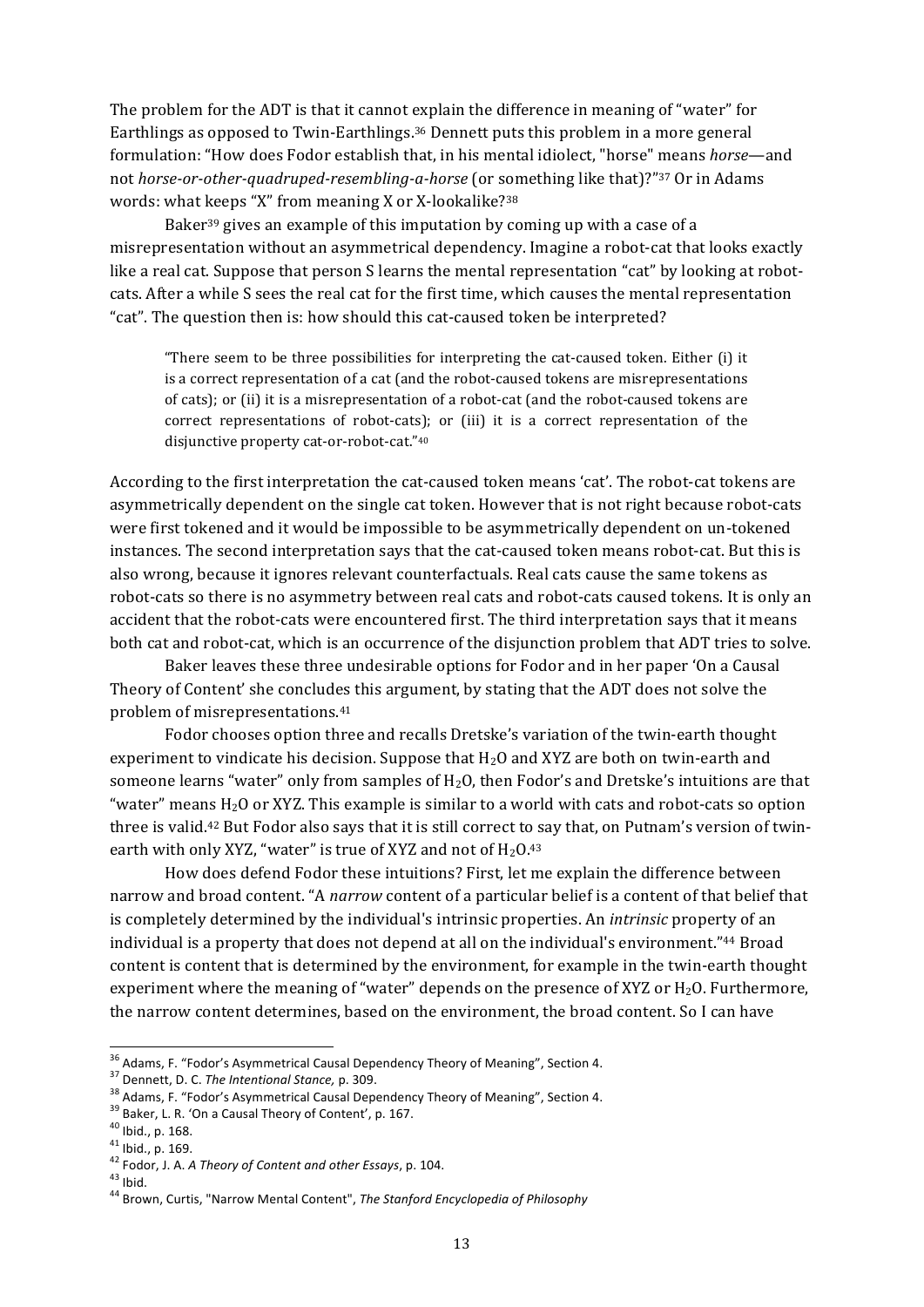The problem for the ADT is that it cannot explain the difference in meaning of "water" for Earthlings as opposed to Twin-Earthlings.[36] Dennett puts this problem in a more general formulation: "How does Fodor establish that, in his mental idiolect, "horse" means *horse*—and not *horse-or-other-quadruped-resembling-a-horse* (or something like that)?"[37] Or in Adams words: what keeps "X" from meaning X or X-lookalike?[38]

Baker[39] gives an example of this imputation by coming up with a case of a misrepresentation without an asymmetrical dependency. Imagine a robot-cat that looks exactly like a real cat. Suppose that person S learns the mental representation "cat" by looking at robot-cats. After a while S sees the real cat for the first time, which causes the mental representation "cat". The question then is: how should this cat-caused token be interpreted?

> "There seem to be three possibilities for interpreting the cat-caused token. Either (i) it is a correct representation of a cat (and the robot-caused tokens are misrepresentations of cats); or (ii) it is a misrepresentation of a robot-cat (and the robot-caused tokens are correct representations of robot-cats); or (iii) it is a correct representation of the disjunctive property cat-or-robot-cat."[40]

According to the first interpretation the cat-caused token means 'cat'. The robot-cat tokens are asymmetrically dependent on the single cat token. However that is not right because robot-cats were first tokened and it would be impossible to be asymmetrically dependent on un-tokened instances. The second interpretation says that the cat-caused token means robot-cat. But this is also wrong, because it ignores relevant counterfactuals. Real cats cause the same tokens as robot-cats so there is no asymmetry between real cats and robot-cats caused tokens. It is only an accident that the robot-cats were encountered first. The third interpretation says that it means both cat and robot-cat, which is an occurrence of the disjunction problem that ADT tries to solve.

Baker leaves these three undesirable options for Fodor and in her paper 'On a Causal Theory of Content' she concludes this argument, by stating that the ADT does not solve the problem of misrepresentations.[41]

Fodor chooses option three and recalls Dretske's variation of the twin-earth thought experiment to vindicate his decision. Suppose that $H_2O$ and XYZ are both on twin-earth and someone learns "water" only from samples of $H_2O$, then Fodor's and Dretske's intuitions are that "water" means $H_2O$ or XYZ. This example is similar to a world with cats and robot-cats so option three is valid.[42] But Fodor also says that it is still correct to say that, on Putnam's version of twin-earth with only XYZ, "water" is true of XYZ and not of $H_2O$.[43]

How does defend Fodor these intuitions? First, let me explain the difference between narrow and broad content. "A *narrow* content of a particular belief is a content of that belief that is completely determined by the individual's intrinsic properties. An *intrinsic* property of an individual is a property that does not depend at all on the individual's environment."[44] Broad content is content that is determined by the environment, for example in the twin-earth thought experiment where the meaning of "water" depends on the presence of XYZ or $H_2O$. Furthermore, the narrow content determines, based on the environment, the broad content. So I can have

---

[36] Adams, F. "Fodor's Asymmetrical Causal Dependency Theory of Meaning", Section 4.
[37] Dennett, D. C. *The Intentional Stance,* p. 309.
[38] Adams, F. "Fodor's Asymmetrical Causal Dependency Theory of Meaning", Section 4.
[39] Baker, L. R. 'On a Causal Theory of Content', p. 167.
[40] Ibid., p. 168.
[41] Ibid., p. 169.
[42] Fodor, J. A. *A Theory of Content and other Essays*, p. 104.
[43] Ibid.
[44] Brown, Curtis, "Narrow Mental Content", *The Stanford Encyclopedia of Philosophy*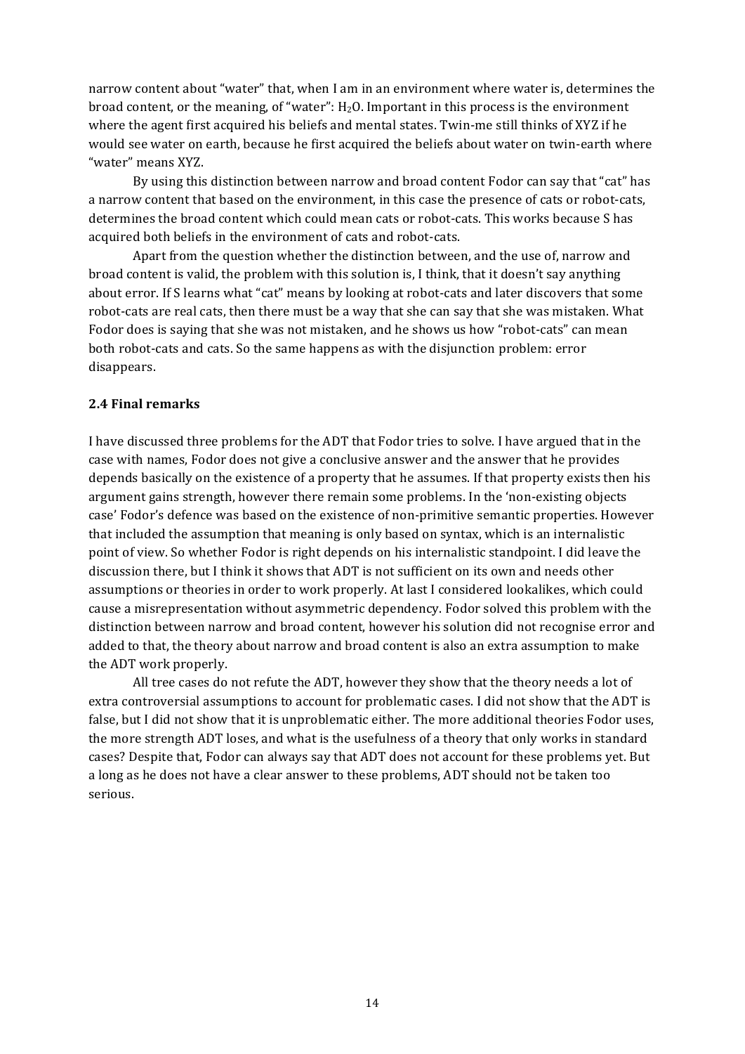narrow content about "water" that, when I am in an environment where water is, determines the broad content, or the meaning, of "water": $H_2O$. Important in this process is the environment where the agent first acquired his beliefs and mental states. Twin-me still thinks of XYZ if he would see water on earth, because he first acquired the beliefs about water on twin-earth where "water" means XYZ.

By using this distinction between narrow and broad content Fodor can say that "cat" has a narrow content that based on the environment, in this case the presence of cats or robot-cats, determines the broad content which could mean cats or robot-cats. This works because S has acquired both beliefs in the environment of cats and robot-cats.

Apart from the question whether the distinction between, and the use of, narrow and broad content is valid, the problem with this solution is, I think, that it doesn't say anything about error. If S learns what "cat" means by looking at robot-cats and later discovers that some robot-cats are real cats, then there must be a way that she can say that she was mistaken. What Fodor does is saying that she was not mistaken, and he shows us how "robot-cats" can mean both robot-cats and cats. So the same happens as with the disjunction problem: error disappears.

### 2.4 Final remarks

I have discussed three problems for the ADT that Fodor tries to solve. I have argued that in the case with names, Fodor does not give a conclusive answer and the answer that he provides depends basically on the existence of a property that he assumes. If that property exists then his argument gains strength, however there remain some problems. In the 'non-existing objects case' Fodor's defence was based on the existence of non-primitive semantic properties. However that included the assumption that meaning is only based on syntax, which is an internalistic point of view. So whether Fodor is right depends on his internalistic standpoint. I did leave the discussion there, but I think it shows that ADT is not sufficient on its own and needs other assumptions or theories in order to work properly. At last I considered lookalikes, which could cause a misrepresentation without asymmetric dependency. Fodor solved this problem with the distinction between narrow and broad content, however his solution did not recognise error and added to that, the theory about narrow and broad content is also an extra assumption to make the ADT work properly.

All tree cases do not refute the ADT, however they show that the theory needs a lot of extra controversial assumptions to account for problematic cases. I did not show that the ADT is false, but I did not show that it is unproblematic either. The more additional theories Fodor uses, the more strength ADT loses, and what is the usefulness of a theory that only works in standard cases? Despite that, Fodor can always say that ADT does not account for these problems yet. But a long as he does not have a clear answer to these problems, ADT should not be taken too serious.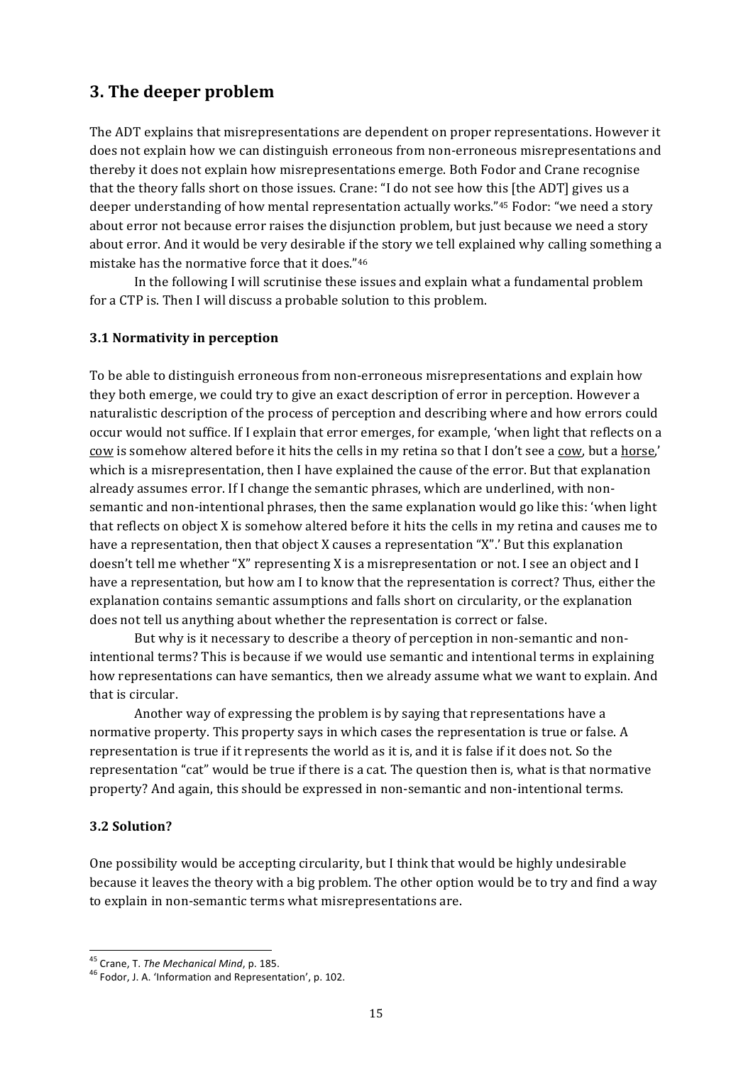## 3. The deeper problem

The ADT explains that misrepresentations are dependent on proper representations. However it does not explain how we can distinguish erroneous from non-erroneous misrepresentations and thereby it does not explain how misrepresentations emerge. Both Fodor and Crane recognise that the theory falls short on those issues. Crane: "I do not see how this [the ADT] gives us a deeper understanding of how mental representation actually works."[45] Fodor: "we need a story about error not because error raises the disjunction problem, but just because we need a story about error. And it would be very desirable if the story we tell explained why calling something a mistake has the normative force that it does."[46]

In the following I will scrutinise these issues and explain what a fundamental problem for a CTP is. Then I will discuss a probable solution to this problem.

### 3.1 Normativity in perception

To be able to distinguish erroneous from non-erroneous misrepresentations and explain how they both emerge, we could try to give an exact description of error in perception. However a naturalistic description of the process of perception and describing where and how errors could occur would not suffice. If I explain that error emerges, for example, 'when light that reflects on a <u>cow</u> is somehow altered before it hits the cells in my retina so that I don't see a <u>cow</u>, but a <u>horse</u>,' which is a misrepresentation, then I have explained the cause of the error. But that explanation already assumes error. If I change the semantic phrases, which are underlined, with non-semantic and non-intentional phrases, then the same explanation would go like this: 'when light that reflects on object X is somehow altered before it hits the cells in my retina and causes me to have a representation, then that object X causes a representation "X".' But this explanation doesn't tell me whether "X" representing X is a misrepresentation or not. I see an object and I have a representation, but how am I to know that the representation is correct? Thus, either the explanation contains semantic assumptions and falls short on circularity, or the explanation does not tell us anything about whether the representation is correct or false.

But why is it necessary to describe a theory of perception in non-semantic and non-intentional terms? This is because if we would use semantic and intentional terms in explaining how representations can have semantics, then we already assume what we want to explain. And that is circular.

Another way of expressing the problem is by saying that representations have a normative property. This property says in which cases the representation is true or false. A representation is true if it represents the world as it is, and it is false if it does not. So the representation "cat" would be true if there is a cat. The question then is, what is that normative property? And again, this should be expressed in non-semantic and non-intentional terms.

### 3.2 Solution?

One possibility would be accepting circularity, but I think that would be highly undesirable because it leaves the theory with a big problem. The other option would be to try and find a way to explain in non-semantic terms what misrepresentations are.

---

[45] Crane, T. *The Mechanical Mind*, p. 185.

[46] Fodor, J. A. 'Information and Representation', p. 102.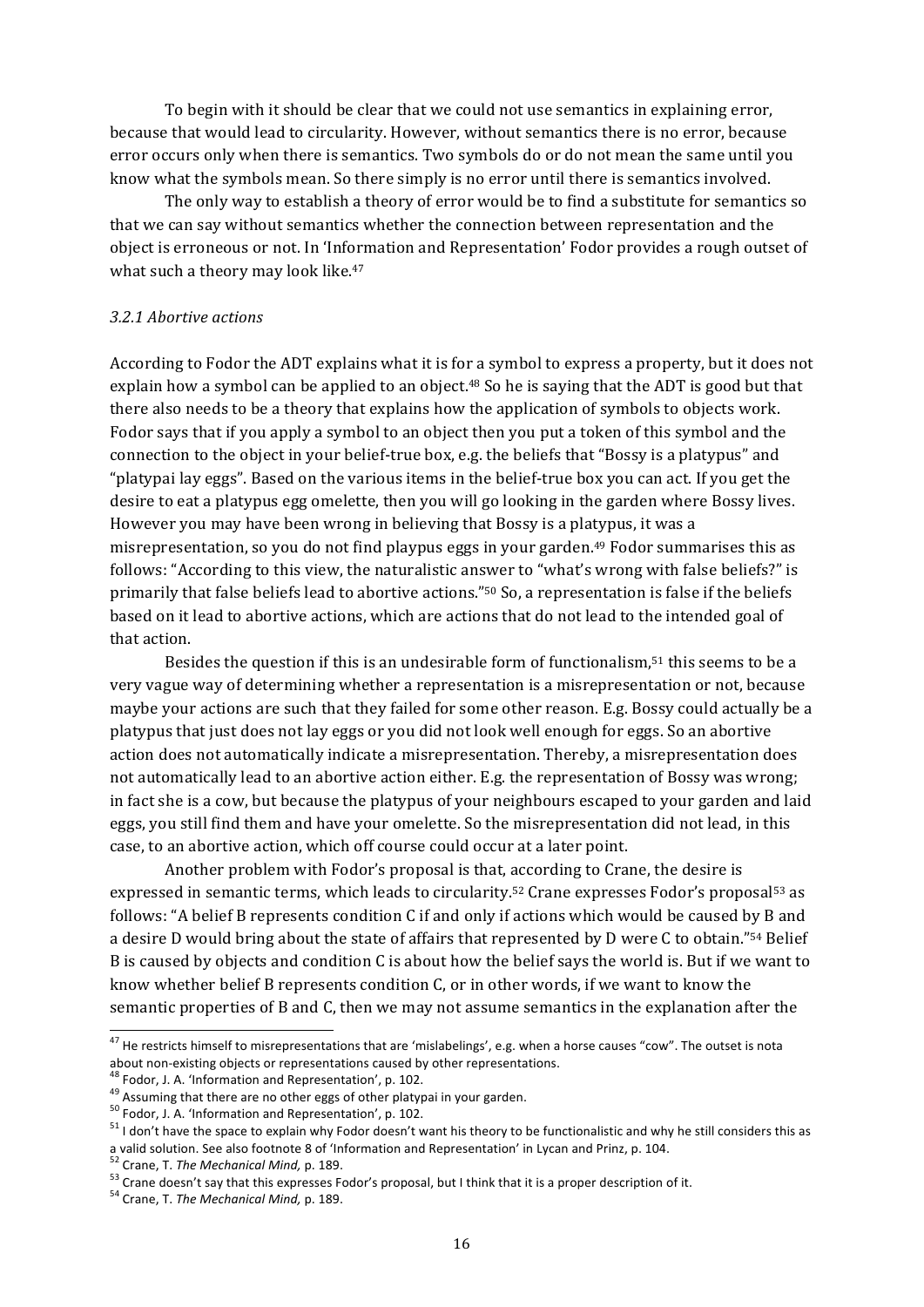To begin with it should be clear that we could not use semantics in explaining error, because that would lead to circularity. However, without semantics there is no error, because error occurs only when there is semantics. Two symbols do or do not mean the same until you know what the symbols mean. So there simply is no error until there is semantics involved.

The only way to establish a theory of error would be to find a substitute for semantics so that we can say without semantics whether the connection between representation and the object is erroneous or not. In 'Information and Representation' Fodor provides a rough outset of what such a theory may look like.[47]

### *3.2.1 Abortive actions*

According to Fodor the ADT explains what it is for a symbol to express a property, but it does not explain how a symbol can be applied to an object.[48] So he is saying that the ADT is good but that there also needs to be a theory that explains how the application of symbols to objects work. Fodor says that if you apply a symbol to an object then you put a token of this symbol and the connection to the object in your belief-true box, e.g. the beliefs that "Bossy is a platypus" and "platypai lay eggs". Based on the various items in the belief-true box you can act. If you get the desire to eat a platypus egg omelette, then you will go looking in the garden where Bossy lives. However you may have been wrong in believing that Bossy is a platypus, it was a misrepresentation, so you do not find playpus eggs in your garden.[49] Fodor summarises this as follows: "According to this view, the naturalistic answer to "what's wrong with false beliefs?" is primarily that false beliefs lead to abortive actions."[50] So, a representation is false if the beliefs based on it lead to abortive actions, which are actions that do not lead to the intended goal of that action.

Besides the question if this is an undesirable form of functionalism,[51] this seems to be a very vague way of determining whether a representation is a misrepresentation or not, because maybe your actions are such that they failed for some other reason. E.g. Bossy could actually be a platypus that just does not lay eggs or you did not look well enough for eggs. So an abortive action does not automatically indicate a misrepresentation. Thereby, a misrepresentation does not automatically lead to an abortive action either. E.g. the representation of Bossy was wrong; in fact she is a cow, but because the platypus of your neighbours escaped to your garden and laid eggs, you still find them and have your omelette. So the misrepresentation did not lead, in this case, to an abortive action, which off course could occur at a later point.

Another problem with Fodor's proposal is that, according to Crane, the desire is expressed in semantic terms, which leads to circularity.[52] Crane expresses Fodor's proposal[53] as follows: "A belief B represents condition C if and only if actions which would be caused by B and a desire D would bring about the state of affairs that represented by D were C to obtain."[54] Belief B is caused by objects and condition C is about how the belief says the world is. But if we want to know whether belief B represents condition C, or in other words, if we want to know the semantic properties of B and C, then we may not assume semantics in the explanation after the

---

[47] He restricts himself to misrepresentations that are 'mislabelings', e.g. when a horse causes "cow". The outset is nota about non-existing objects or representations caused by other representations.

[48] Fodor, J. A. 'Information and Representation', p. 102.

[49] Assuming that there are no other eggs of other platypai in your garden.

[50] Fodor, J. A. 'Information and Representation', p. 102.

[51] I don't have the space to explain why Fodor doesn't want his theory to be functionalistic and why he still considers this as a valid solution. See also footnote 8 of 'Information and Representation' in Lycan and Prinz, p. 104.

[52] Crane, T. *The Mechanical Mind,* p. 189.

[53] Crane doesn't say that this expresses Fodor's proposal, but I think that it is a proper description of it.

[54] Crane, T. *The Mechanical Mind,* p. 189.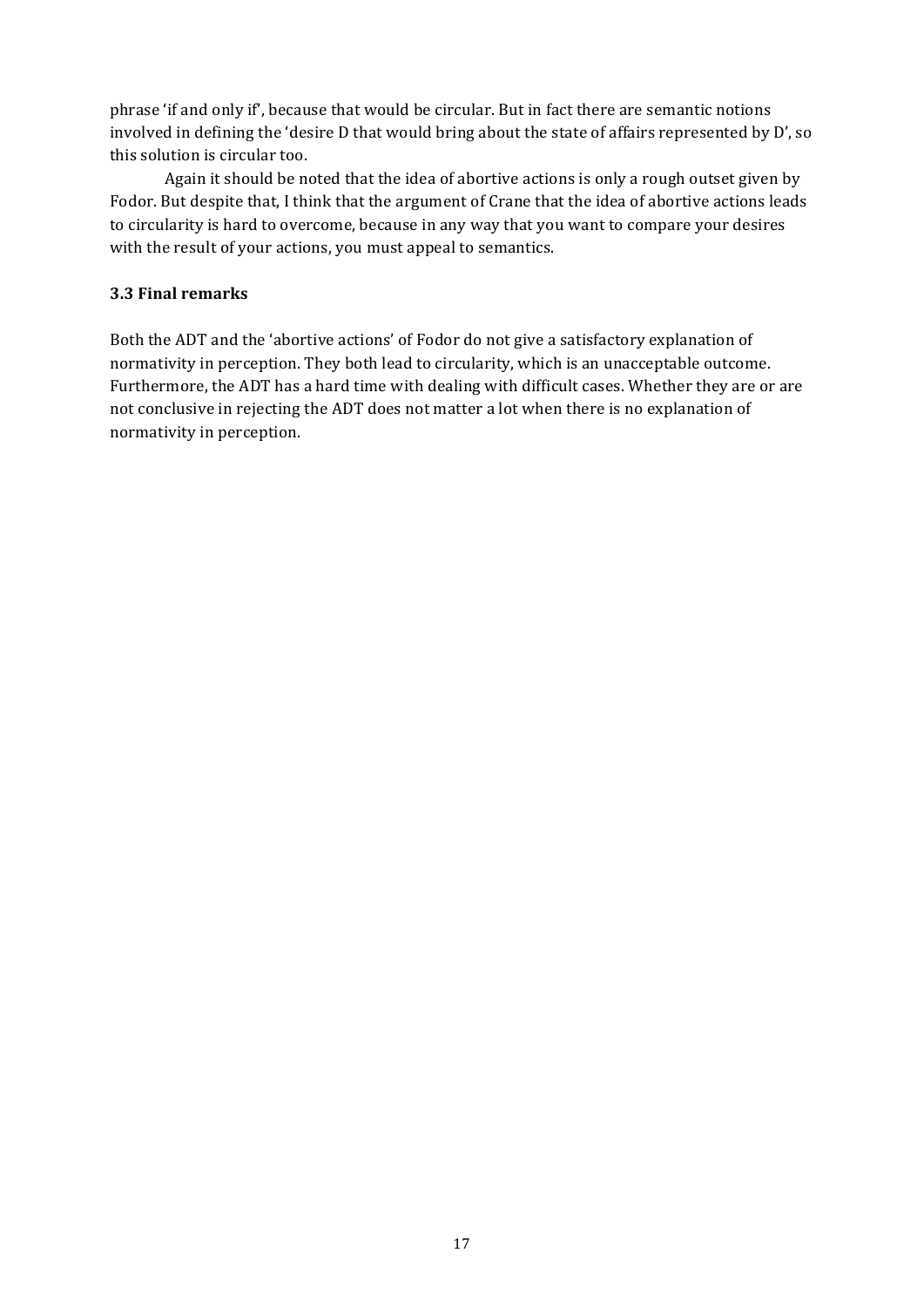phrase 'if and only if', because that would be circular. But in fact there are semantic notions involved in defining the 'desire D that would bring about the state of affairs represented by D', so this solution is circular too.

Again it should be noted that the idea of abortive actions is only a rough outset given by Fodor. But despite that, I think that the argument of Crane that the idea of abortive actions leads to circularity is hard to overcome, because in any way that you want to compare your desires with the result of your actions, you must appeal to semantics.

### 3.3 Final remarks

Both the ADT and the 'abortive actions' of Fodor do not give a satisfactory explanation of normativity in perception. They both lead to circularity, which is an unacceptable outcome. Furthermore, the ADT has a hard time with dealing with difficult cases. Whether they are or are not conclusive in rejecting the ADT does not matter a lot when there is no explanation of normativity in perception.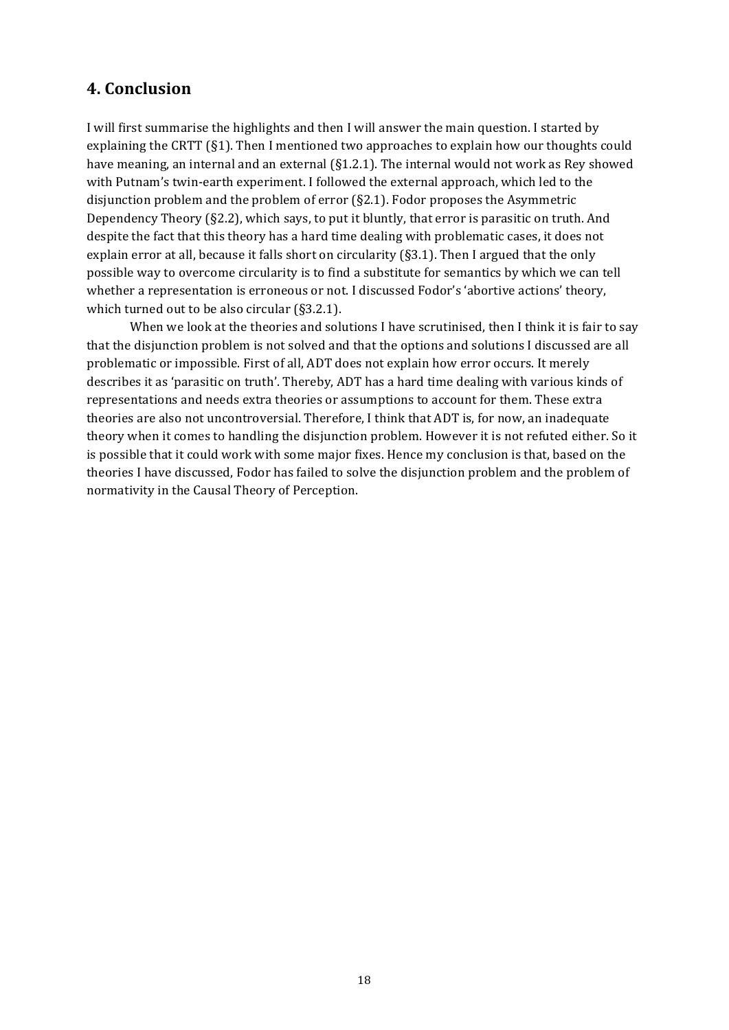## 4. Conclusion

I will first summarise the highlights and then I will answer the main question. I started by explaining the CRTT (§1). Then I mentioned two approaches to explain how our thoughts could have meaning, an internal and an external (§1.2.1). The internal would not work as Rey showed with Putnam's twin-earth experiment. I followed the external approach, which led to the disjunction problem and the problem of error (§2.1). Fodor proposes the Asymmetric Dependency Theory (§2.2), which says, to put it bluntly, that error is parasitic on truth. And despite the fact that this theory has a hard time dealing with problematic cases, it does not explain error at all, because it falls short on circularity (§3.1). Then I argued that the only possible way to overcome circularity is to find a substitute for semantics by which we can tell whether a representation is erroneous or not. I discussed Fodor's 'abortive actions' theory, which turned out to be also circular (§3.2.1).

When we look at the theories and solutions I have scrutinised, then I think it is fair to say that the disjunction problem is not solved and that the options and solutions I discussed are all problematic or impossible. First of all, ADT does not explain how error occurs. It merely describes it as 'parasitic on truth'. Thereby, ADT has a hard time dealing with various kinds of representations and needs extra theories or assumptions to account for them. These extra theories are also not uncontroversial. Therefore, I think that ADT is, for now, an inadequate theory when it comes to handling the disjunction problem. However it is not refuted either. So it is possible that it could work with some major fixes. Hence my conclusion is that, based on the theories I have discussed, Fodor has failed to solve the disjunction problem and the problem of normativity in the Causal Theory of Perception.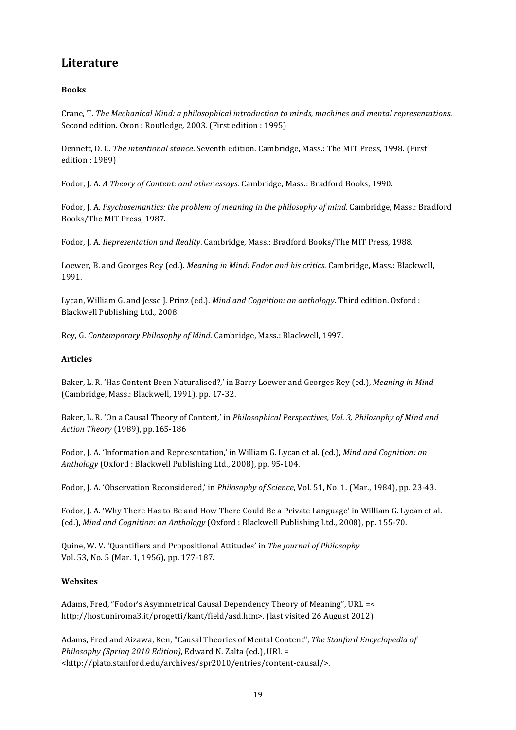## Literature

**Books**

Crane, T. *The Mechanical Mind: a philosophical introduction to minds, machines and mental representations.* Second edition. Oxon : Routledge, 2003. (First edition : 1995)

Dennett, D. C. *The intentional stance*. Seventh edition. Cambridge, Mass.: The MIT Press, 1998. (First edition : 1989)

Fodor, J. A. *A Theory of Content: and other essays.* Cambridge, Mass.: Bradford Books, 1990.

Fodor, J. A. *Psychosemantics: the problem of meaning in the philosophy of mind*. Cambridge, Mass.: Bradford Books/The MIT Press, 1987.

Fodor, J. A. *Representation and Reality*. Cambridge, Mass.: Bradford Books/The MIT Press, 1988.

Loewer, B. and Georges Rey (ed.). *Meaning in Mind: Fodor and his critics.* Cambridge, Mass.: Blackwell, 1991.

Lycan, William G. and Jesse J. Prinz (ed.). *Mind and Cognition: an anthology*. Third edition. Oxford : Blackwell Publishing Ltd., 2008.

Rey, G. *Contemporary Philosophy of Mind*. Cambridge, Mass.: Blackwell, 1997.

**Articles**

Baker, L. R. 'Has Content Been Naturalised?,' in Barry Loewer and Georges Rey (ed.), *Meaning in Mind* (Cambridge, Mass.: Blackwell, 1991), pp. 17-32.

Baker, L. R. 'On a Causal Theory of Content,' in *Philosophical Perspectives, Vol. 3, Philosophy of Mind and Action Theory* (1989), pp.165-186

Fodor, J. A. 'Information and Representation,' in William G. Lycan et al. (ed.), *Mind and Cognition: an Anthology* (Oxford : Blackwell Publishing Ltd., 2008), pp. 95-104.

Fodor, J. A. 'Observation Reconsidered,' in *Philosophy of Science*, Vol. 51, No. 1. (Mar., 1984), pp. 23-43.

Fodor, J. A. 'Why There Has to Be and How There Could Be a Private Language' in William G. Lycan et al. (ed.), *Mind and Cognition: an Anthology* (Oxford : Blackwell Publishing Ltd., 2008), pp. 155-70.

Quine, W. V. 'Quantifiers and Propositional Attitudes' in *The Journal of Philosophy* Vol. 53, No. 5 (Mar. 1, 1956), pp. 177-187.

**Websites**

Adams, Fred, "Fodor's Asymmetrical Causal Dependency Theory of Meaning", URL =< http://host.uniroma3.it/progetti/kant/field/asd.htm>. (last visited 26 August 2012)

Adams, Fred and Aizawa, Ken, "Causal Theories of Mental Content", *The Stanford Encyclopedia of Philosophy (Spring 2010 Edition)*, Edward N. Zalta (ed.), URL = <http://plato.stanford.edu/archives/spr2010/entries/content-causal/>.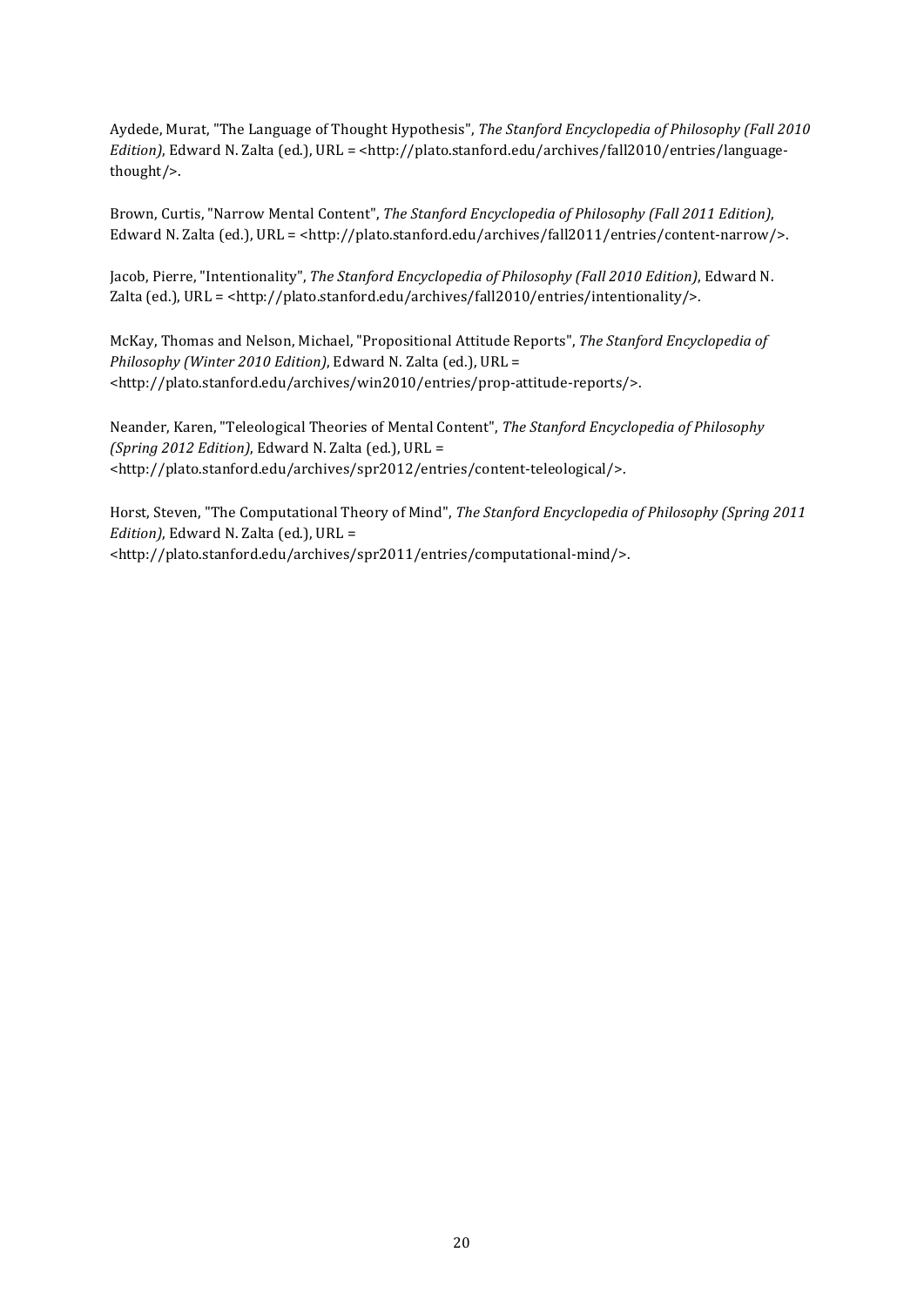Aydede, Murat, "The Language of Thought Hypothesis", *The Stanford Encyclopedia of Philosophy (Fall 2010 Edition)*, Edward N. Zalta (ed.), URL = <http://plato.stanford.edu/archives/fall2010/entries/language-thought/>.

Brown, Curtis, "Narrow Mental Content", *The Stanford Encyclopedia of Philosophy (Fall 2011 Edition)*, Edward N. Zalta (ed.), URL = <http://plato.stanford.edu/archives/fall2011/entries/content-narrow/>.

Jacob, Pierre, "Intentionality", *The Stanford Encyclopedia of Philosophy (Fall 2010 Edition)*, Edward N. Zalta (ed.), URL = <http://plato.stanford.edu/archives/fall2010/entries/intentionality/>.

McKay, Thomas and Nelson, Michael, "Propositional Attitude Reports", *The Stanford Encyclopedia of Philosophy (Winter 2010 Edition)*, Edward N. Zalta (ed.), URL = <http://plato.stanford.edu/archives/win2010/entries/prop-attitude-reports/>.

Neander, Karen, "Teleological Theories of Mental Content", *The Stanford Encyclopedia of Philosophy (Spring 2012 Edition)*, Edward N. Zalta (ed.), URL = <http://plato.stanford.edu/archives/spr2012/entries/content-teleological/>.

Horst, Steven, "The Computational Theory of Mind", *The Stanford Encyclopedia of Philosophy (Spring 2011 Edition)*, Edward N. Zalta (ed.), URL = <http://plato.stanford.edu/archives/spr2011/entries/computational-mind/>.